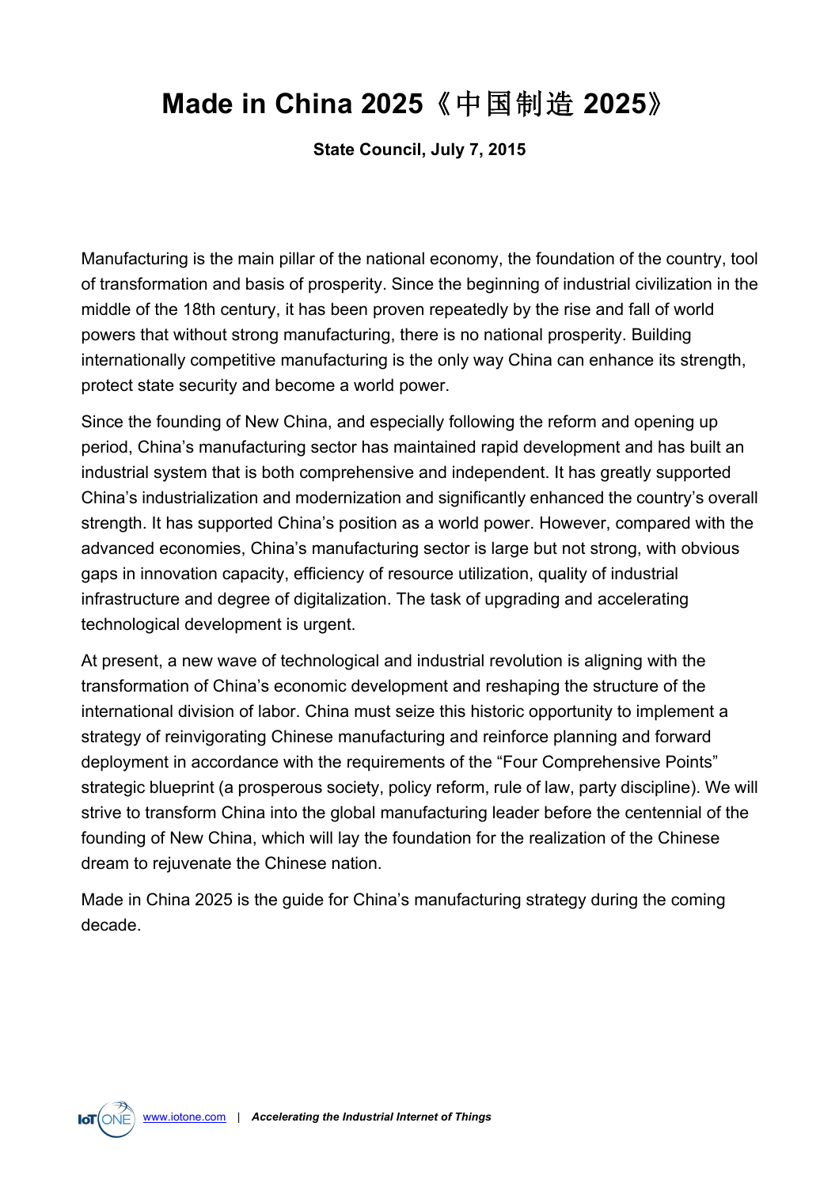# Made in China 2025《中国制造 2025》

**State Council, July 7, 2015**

Manufacturing is the main pillar of the national economy, the foundation of the country, tool of transformation and basis of prosperity. Since the beginning of industrial civilization in the middle of the 18th century, it has been proven repeatedly by the rise and fall of world powers that without strong manufacturing, there is no national prosperity. Building internationally competitive manufacturing is the only way China can enhance its strength, protect state security and become a world power.

Since the founding of New China, and especially following the reform and opening up period, China's manufacturing sector has maintained rapid development and has built an industrial system that is both comprehensive and independent. It has greatly supported China's industrialization and modernization and significantly enhanced the country's overall strength. It has supported China's position as a world power. However, compared with the advanced economies, China's manufacturing sector is large but not strong, with obvious gaps in innovation capacity, efficiency of resource utilization, quality of industrial infrastructure and degree of digitalization. The task of upgrading and accelerating technological development is urgent.

At present, a new wave of technological and industrial revolution is aligning with the transformation of China's economic development and reshaping the structure of the international division of labor. China must seize this historic opportunity to implement a strategy of reinvigorating Chinese manufacturing and reinforce planning and forward deployment in accordance with the requirements of the "Four Comprehensive Points" strategic blueprint (a prosperous society, policy reform, rule of law, party discipline). We will strive to transform China into the global manufacturing leader before the centennial of the founding of New China, which will lay the foundation for the realization of the Chinese dream to rejuvenate the Chinese nation.

Made in China 2025 is the guide for China's manufacturing strategy during the coming decade.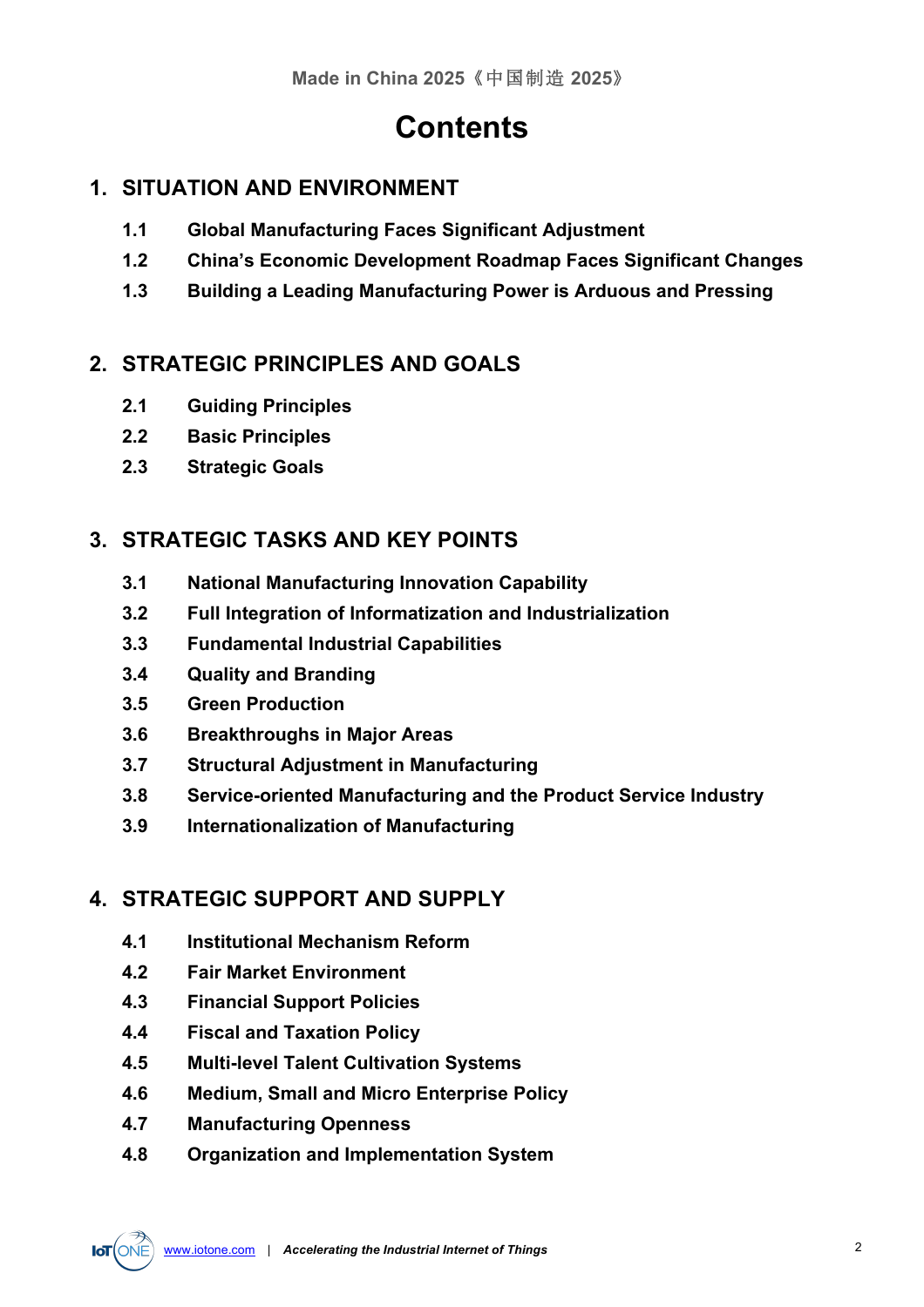# Contents

## 1. SITUATION AND ENVIRONMENT

- **1.1 Global Manufacturing Faces Significant Adjustment**
- **1.2 China's Economic Development Roadmap Faces Significant Changes**
- **1.3 Building a Leading Manufacturing Power is Arduous and Pressing**

## 2. STRATEGIC PRINCIPLES AND GOALS

- **2.1 Guiding Principles**
- **2.2 Basic Principles**
- **2.3 Strategic Goals**

## 3. STRATEGIC TASKS AND KEY POINTS

- **3.1 National Manufacturing Innovation Capability**
- **3.2 Full Integration of Informatization and Industrialization**
- **3.3 Fundamental Industrial Capabilities**
- **3.4 Quality and Branding**
- **3.5 Green Production**
- **3.6 Breakthroughs in Major Areas**
- **3.7 Structural Adjustment in Manufacturing**
- **3.8 Service-oriented Manufacturing and the Product Service Industry**
- **3.9 Internationalization of Manufacturing**

## 4. STRATEGIC SUPPORT AND SUPPLY

- **4.1 Institutional Mechanism Reform**
- **4.2 Fair Market Environment**
- **4.3 Financial Support Policies**
- **4.4 Fiscal and Taxation Policy**
- **4.5 Multi-level Talent Cultivation Systems**
- **4.6 Medium, Small and Micro Enterprise Policy**
- **4.7 Manufacturing Openness**
- **4.8 Organization and Implementation System**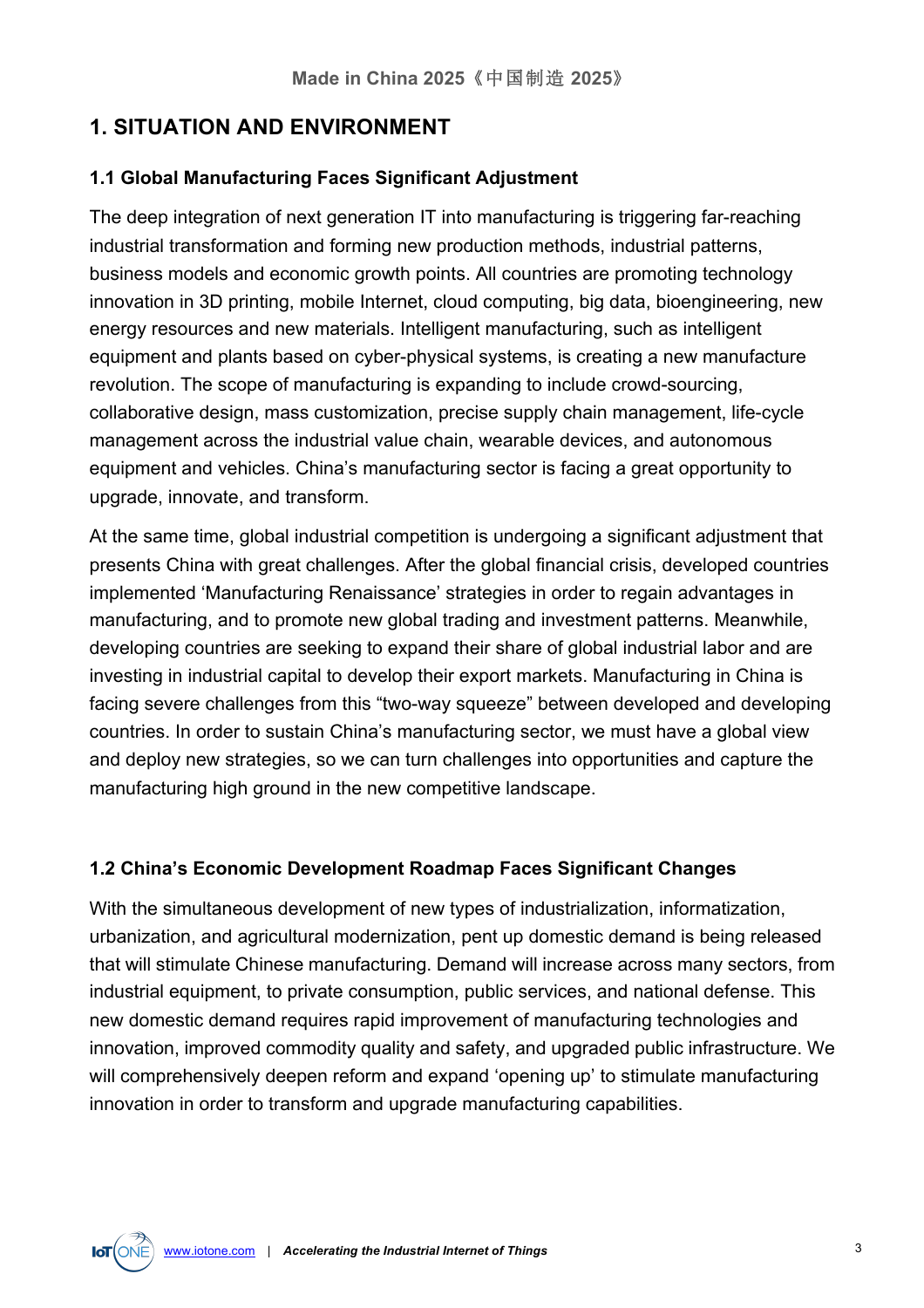## 1. SITUATION AND ENVIRONMENT

### 1.1 Global Manufacturing Faces Significant Adjustment

The deep integration of next generation IT into manufacturing is triggering far-reaching industrial transformation and forming new production methods, industrial patterns, business models and economic growth points. All countries are promoting technology innovation in 3D printing, mobile Internet, cloud computing, big data, bioengineering, new energy resources and new materials. Intelligent manufacturing, such as intelligent equipment and plants based on cyber-physical systems, is creating a new manufacture revolution. The scope of manufacturing is expanding to include crowd-sourcing, collaborative design, mass customization, precise supply chain management, life-cycle management across the industrial value chain, wearable devices, and autonomous equipment and vehicles. China's manufacturing sector is facing a great opportunity to upgrade, innovate, and transform.

At the same time, global industrial competition is undergoing a significant adjustment that presents China with great challenges. After the global financial crisis, developed countries implemented 'Manufacturing Renaissance' strategies in order to regain advantages in manufacturing, and to promote new global trading and investment patterns. Meanwhile, developing countries are seeking to expand their share of global industrial labor and are investing in industrial capital to develop their export markets. Manufacturing in China is facing severe challenges from this "two-way squeeze" between developed and developing countries. In order to sustain China's manufacturing sector, we must have a global view and deploy new strategies, so we can turn challenges into opportunities and capture the manufacturing high ground in the new competitive landscape.

### 1.2 China's Economic Development Roadmap Faces Significant Changes

With the simultaneous development of new types of industrialization, informatization, urbanization, and agricultural modernization, pent up domestic demand is being released that will stimulate Chinese manufacturing. Demand will increase across many sectors, from industrial equipment, to private consumption, public services, and national defense. This new domestic demand requires rapid improvement of manufacturing technologies and innovation, improved commodity quality and safety, and upgraded public infrastructure. We will comprehensively deepen reform and expand 'opening up' to stimulate manufacturing innovation in order to transform and upgrade manufacturing capabilities.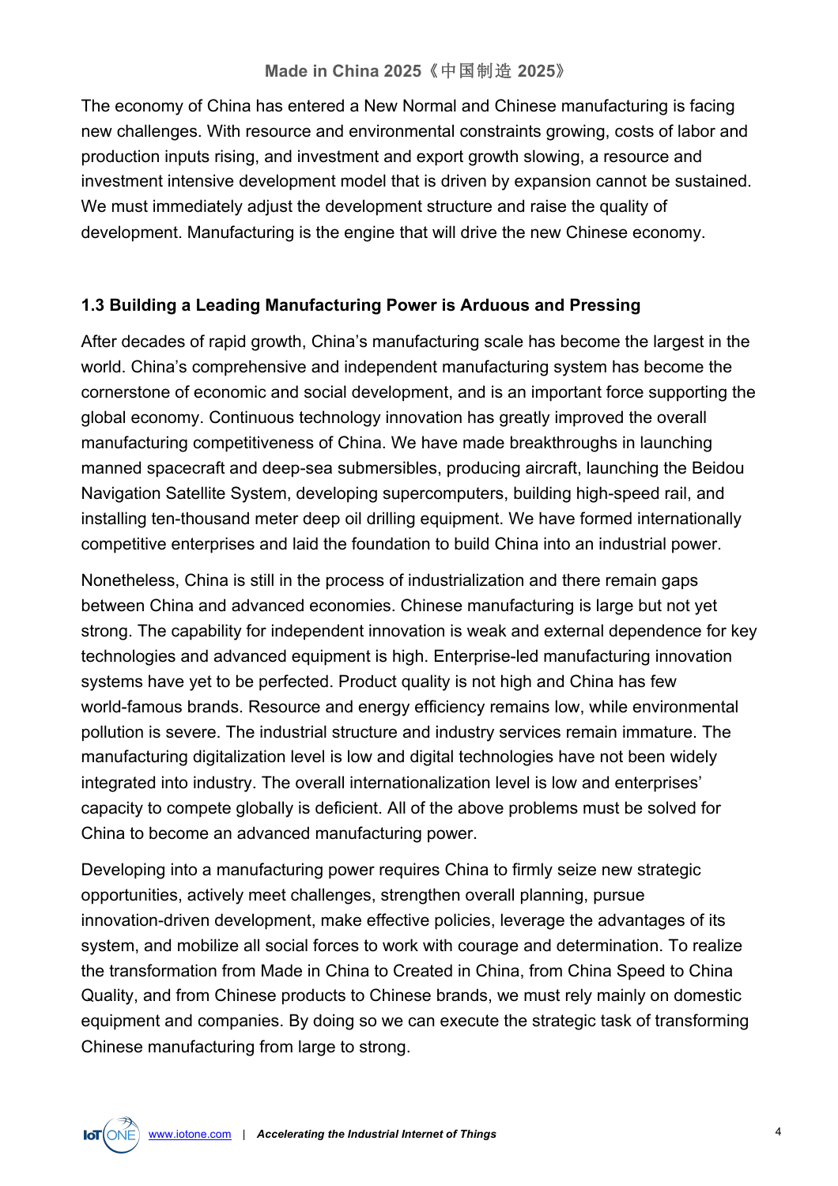The economy of China has entered a New Normal and Chinese manufacturing is facing new challenges. With resource and environmental constraints growing, costs of labor and production inputs rising, and investment and export growth slowing, a resource and investment intensive development model that is driven by expansion cannot be sustained. We must immediately adjust the development structure and raise the quality of development. Manufacturing is the engine that will drive the new Chinese economy.

### 1.3 Building a Leading Manufacturing Power is Arduous and Pressing

After decades of rapid growth, China's manufacturing scale has become the largest in the world. China's comprehensive and independent manufacturing system has become the cornerstone of economic and social development, and is an important force supporting the global economy. Continuous technology innovation has greatly improved the overall manufacturing competitiveness of China. We have made breakthroughs in launching manned spacecraft and deep-sea submersibles, producing aircraft, launching the Beidou Navigation Satellite System, developing supercomputers, building high-speed rail, and installing ten-thousand meter deep oil drilling equipment. We have formed internationally competitive enterprises and laid the foundation to build China into an industrial power.

Nonetheless, China is still in the process of industrialization and there remain gaps between China and advanced economies. Chinese manufacturing is large but not yet strong. The capability for independent innovation is weak and external dependence for key technologies and advanced equipment is high. Enterprise-led manufacturing innovation systems have yet to be perfected. Product quality is not high and China has few world-famous brands. Resource and energy efficiency remains low, while environmental pollution is severe. The industrial structure and industry services remain immature. The manufacturing digitalization level is low and digital technologies have not been widely integrated into industry. The overall internationalization level is low and enterprises' capacity to compete globally is deficient. All of the above problems must be solved for China to become an advanced manufacturing power.

Developing into a manufacturing power requires China to firmly seize new strategic opportunities, actively meet challenges, strengthen overall planning, pursue innovation-driven development, make effective policies, leverage the advantages of its system, and mobilize all social forces to work with courage and determination. To realize the transformation from Made in China to Created in China, from China Speed to China Quality, and from Chinese products to Chinese brands, we must rely mainly on domestic equipment and companies. By doing so we can execute the strategic task of transforming Chinese manufacturing from large to strong.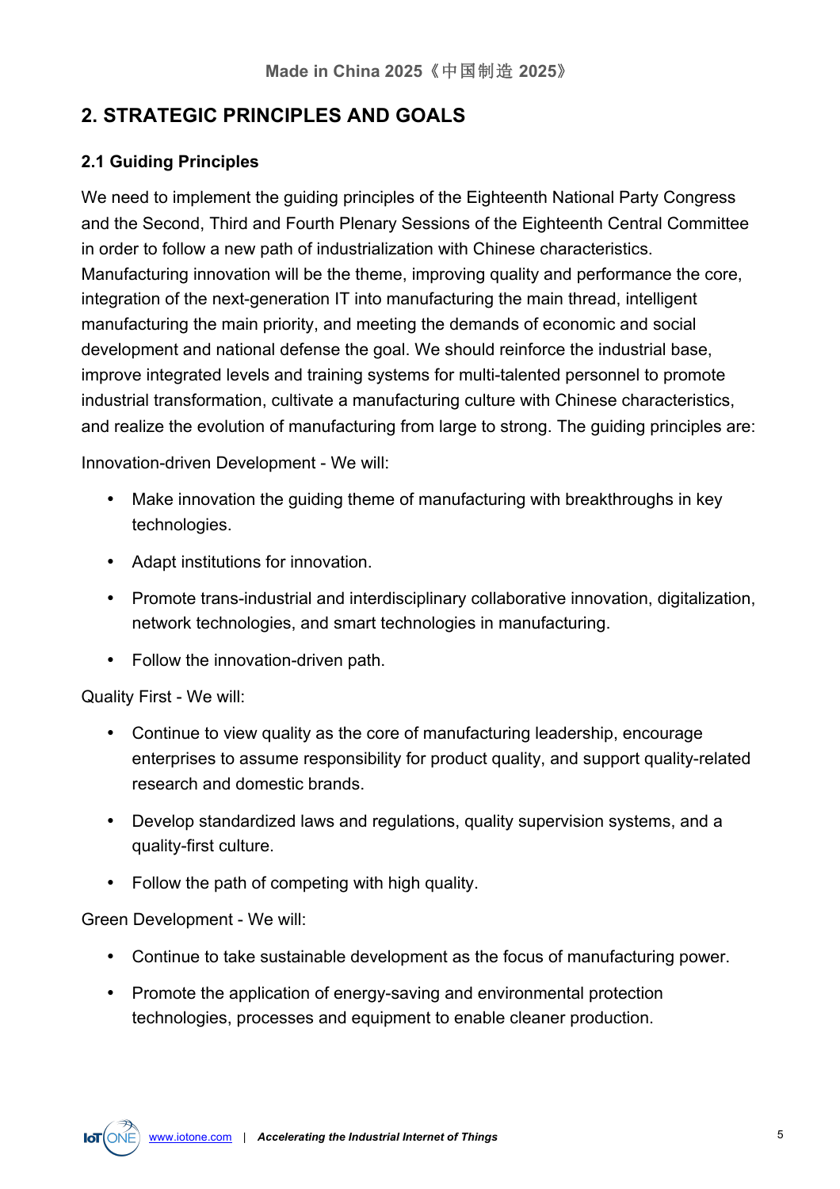## 2. STRATEGIC PRINCIPLES AND GOALS

### 2.1 Guiding Principles

We need to implement the guiding principles of the Eighteenth National Party Congress and the Second, Third and Fourth Plenary Sessions of the Eighteenth Central Committee in order to follow a new path of industrialization with Chinese characteristics. Manufacturing innovation will be the theme, improving quality and performance the core, integration of the next-generation IT into manufacturing the main thread, intelligent manufacturing the main priority, and meeting the demands of economic and social development and national defense the goal. We should reinforce the industrial base, improve integrated levels and training systems for multi-talented personnel to promote industrial transformation, cultivate a manufacturing culture with Chinese characteristics, and realize the evolution of manufacturing from large to strong. The guiding principles are:

Innovation-driven Development - We will:

- Make innovation the guiding theme of manufacturing with breakthroughs in key technologies.
- Adapt institutions for innovation.
- Promote trans-industrial and interdisciplinary collaborative innovation, digitalization, network technologies, and smart technologies in manufacturing.
- Follow the innovation-driven path.

Quality First - We will:

- Continue to view quality as the core of manufacturing leadership, encourage enterprises to assume responsibility for product quality, and support quality-related research and domestic brands.
- Develop standardized laws and regulations, quality supervision systems, and a quality-first culture.
- Follow the path of competing with high quality.

Green Development - We will:

- Continue to take sustainable development as the focus of manufacturing power.
- Promote the application of energy-saving and environmental protection technologies, processes and equipment to enable cleaner production.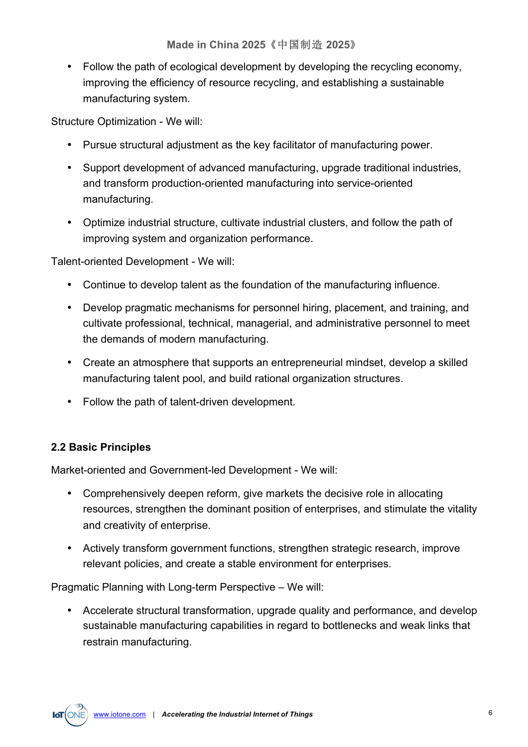- Follow the path of ecological development by developing the recycling economy, improving the efficiency of resource recycling, and establishing a sustainable manufacturing system.

Structure Optimization - We will:

- Pursue structural adjustment as the key facilitator of manufacturing power.
- Support development of advanced manufacturing, upgrade traditional industries, and transform production-oriented manufacturing into service-oriented manufacturing.
- Optimize industrial structure, cultivate industrial clusters, and follow the path of improving system and organization performance.

Talent-oriented Development - We will:

- Continue to develop talent as the foundation of the manufacturing influence.
- Develop pragmatic mechanisms for personnel hiring, placement, and training, and cultivate professional, technical, managerial, and administrative personnel to meet the demands of modern manufacturing.
- Create an atmosphere that supports an entrepreneurial mindset, develop a skilled manufacturing talent pool, and build rational organization structures.
- Follow the path of talent-driven development.

### 2.2 Basic Principles

Market-oriented and Government-led Development - We will:

- Comprehensively deepen reform, give markets the decisive role in allocating resources, strengthen the dominant position of enterprises, and stimulate the vitality and creativity of enterprise.
- Actively transform government functions, strengthen strategic research, improve relevant policies, and create a stable environment for enterprises.

Pragmatic Planning with Long-term Perspective – We will:

- Accelerate structural transformation, upgrade quality and performance, and develop sustainable manufacturing capabilities in regard to bottlenecks and weak links that restrain manufacturing.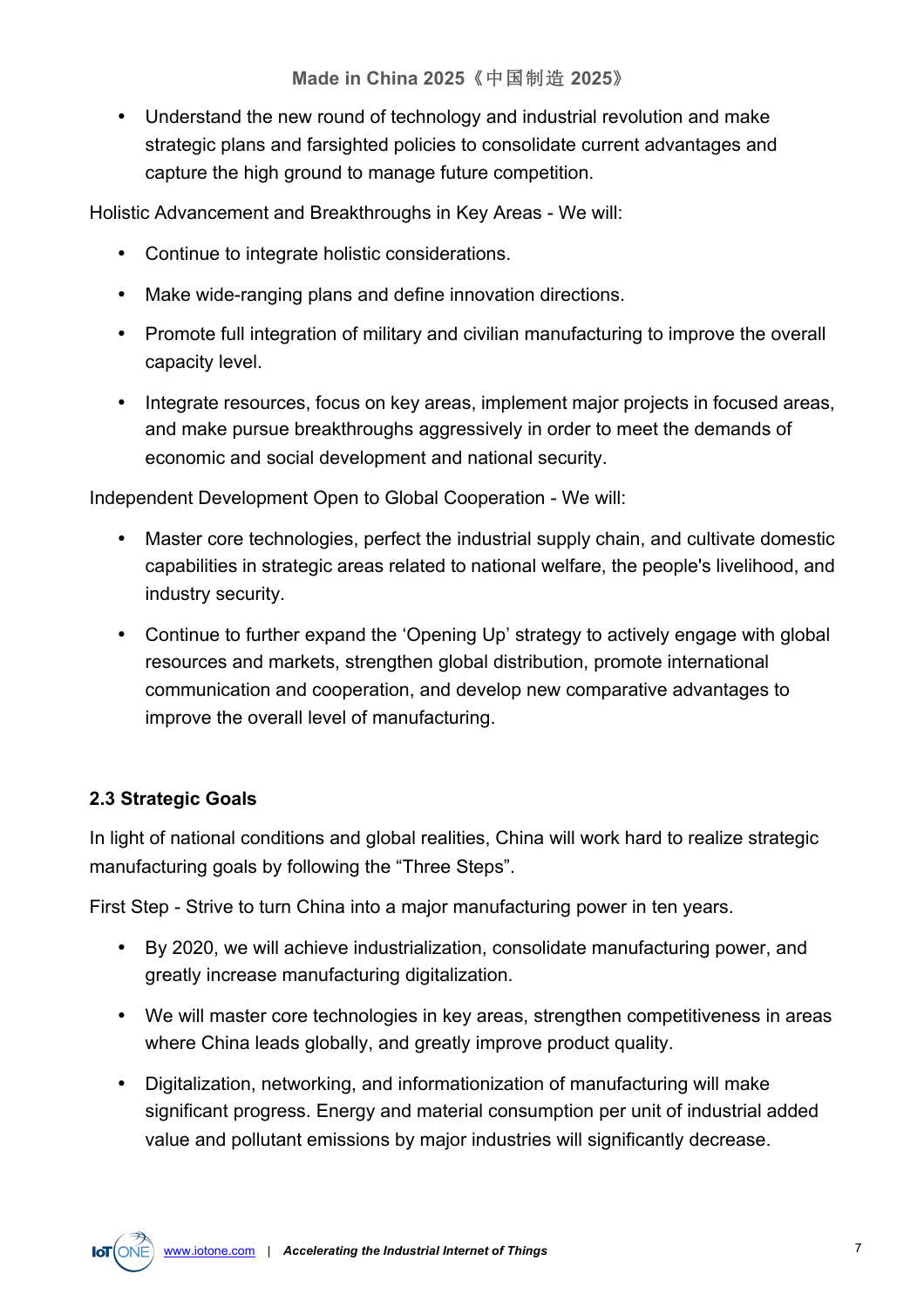- Understand the new round of technology and industrial revolution and make strategic plans and farsighted policies to consolidate current advantages and capture the high ground to manage future competition.

Holistic Advancement and Breakthroughs in Key Areas - We will:

- Continue to integrate holistic considerations.
- Make wide-ranging plans and define innovation directions.
- Promote full integration of military and civilian manufacturing to improve the overall capacity level.
- Integrate resources, focus on key areas, implement major projects in focused areas, and make pursue breakthroughs aggressively in order to meet the demands of economic and social development and national security.

Independent Development Open to Global Cooperation - We will:

- Master core technologies, perfect the industrial supply chain, and cultivate domestic capabilities in strategic areas related to national welfare, the people's livelihood, and industry security.
- Continue to further expand the 'Opening Up' strategy to actively engage with global resources and markets, strengthen global distribution, promote international communication and cooperation, and develop new comparative advantages to improve the overall level of manufacturing.

### 2.3 Strategic Goals

In light of national conditions and global realities, China will work hard to realize strategic manufacturing goals by following the "Three Steps".

First Step - Strive to turn China into a major manufacturing power in ten years.

- By 2020, we will achieve industrialization, consolidate manufacturing power, and greatly increase manufacturing digitalization.
- We will master core technologies in key areas, strengthen competitiveness in areas where China leads globally, and greatly improve product quality.
- Digitalization, networking, and informationization of manufacturing will make significant progress. Energy and material consumption per unit of industrial added value and pollutant emissions by major industries will significantly decrease.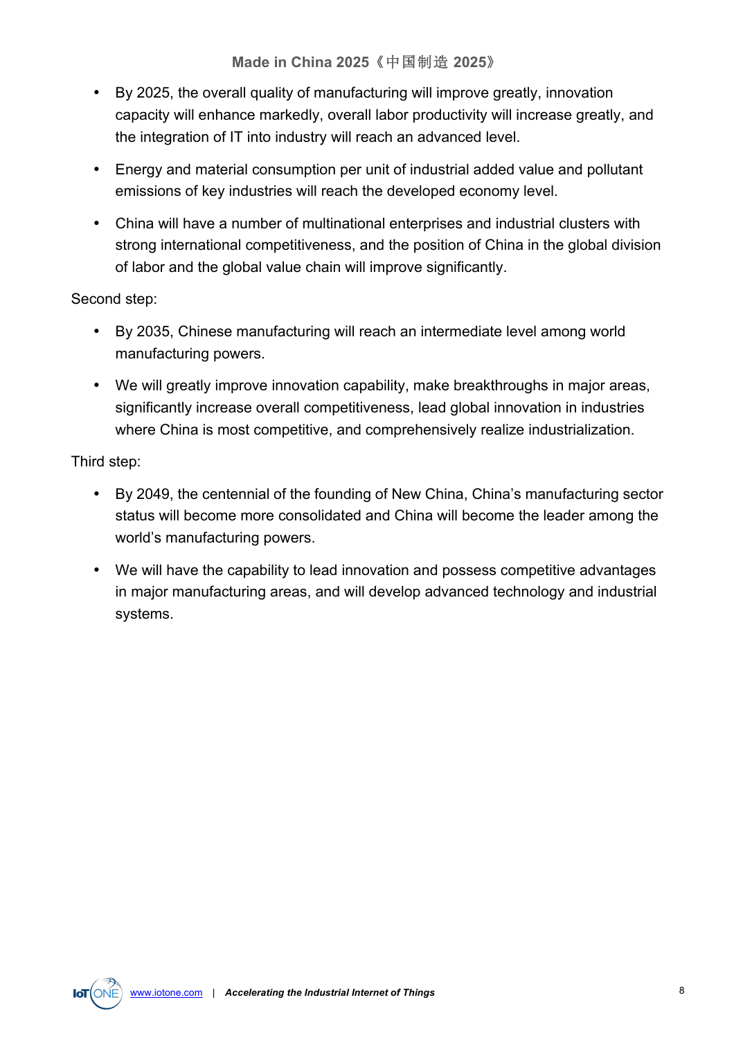- By 2025, the overall quality of manufacturing will improve greatly, innovation capacity will enhance markedly, overall labor productivity will increase greatly, and the integration of IT into industry will reach an advanced level.
- Energy and material consumption per unit of industrial added value and pollutant emissions of key industries will reach the developed economy level.
- China will have a number of multinational enterprises and industrial clusters with strong international competitiveness, and the position of China in the global division of labor and the global value chain will improve significantly.

Second step:

- By 2035, Chinese manufacturing will reach an intermediate level among world manufacturing powers.
- We will greatly improve innovation capability, make breakthroughs in major areas, significantly increase overall competitiveness, lead global innovation in industries where China is most competitive, and comprehensively realize industrialization.

Third step:

- By 2049, the centennial of the founding of New China, China's manufacturing sector status will become more consolidated and China will become the leader among the world's manufacturing powers.
- We will have the capability to lead innovation and possess competitive advantages in major manufacturing areas, and will develop advanced technology and industrial systems.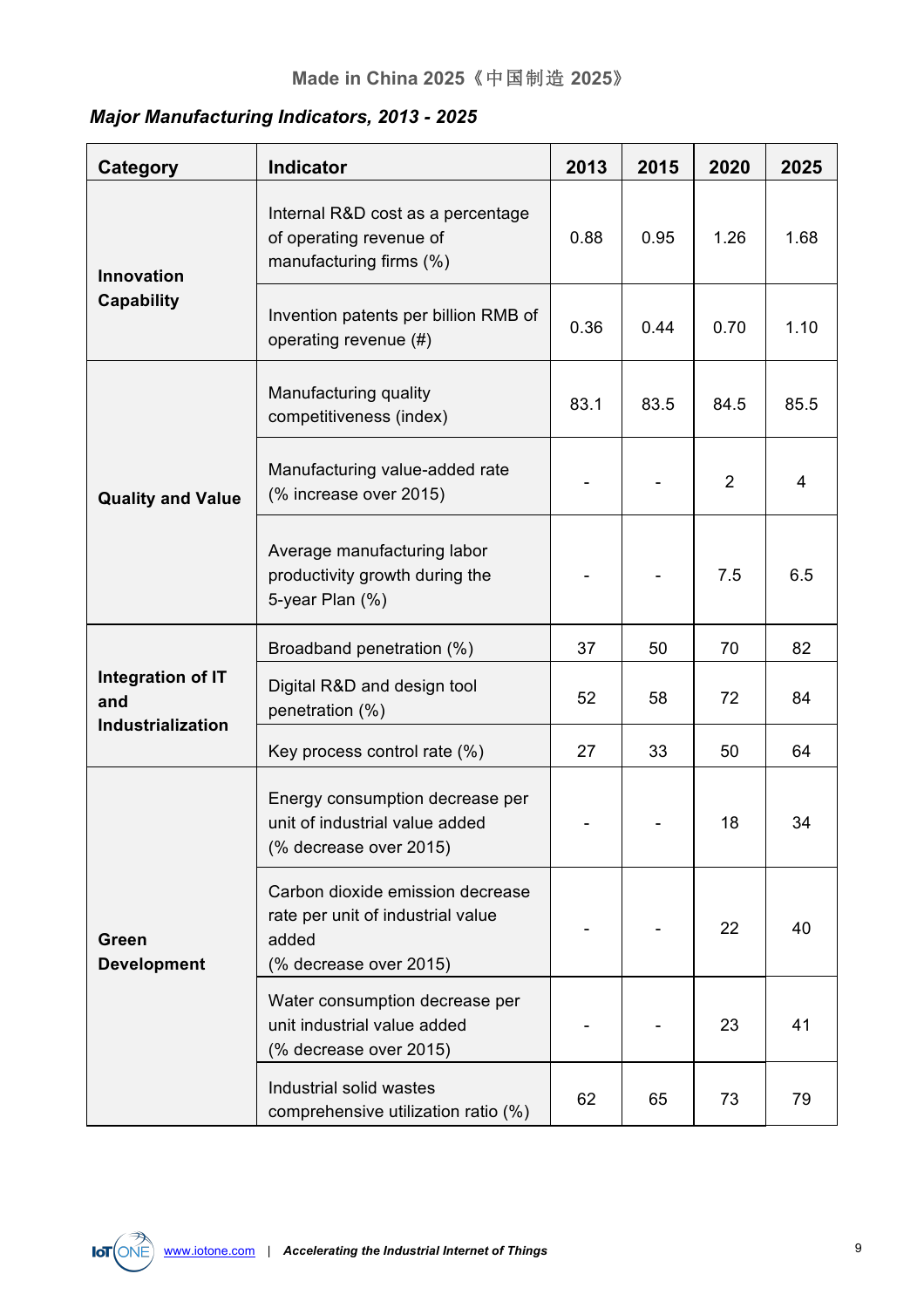Made in China 2025《中国制造 2025》

### *Major Manufacturing Indicators, 2013 - 2025*

| Category | Indicator | 2013 | 2015 | 2020 | 2025 |
|---|---|---|---|---|---|
| **Innovation Capability** | Internal R&D cost as a percentage of operating revenue of manufacturing firms (%) | 0.88 | 0.95 | 1.26 | 1.68 |
| | Invention patents per billion RMB of operating revenue (#) | 0.36 | 0.44 | 0.70 | 1.10 |
| **Quality and Value** | Manufacturing quality competitiveness (index) | 83.1 | 83.5 | 84.5 | 85.5 |
| | Manufacturing value-added rate (% increase over 2015) | - | - | 2 | 4 |
| | Average manufacturing labor productivity growth during the 5-year Plan (%) | - | - | 7.5 | 6.5 |
| **Integration of IT and Industrialization** | Broadband penetration (%) | 37 | 50 | 70 | 82 |
| | Digital R&D and design tool penetration (%) | 52 | 58 | 72 | 84 |
| | Key process control rate (%) | 27 | 33 | 50 | 64 |
| **Green Development** | Energy consumption decrease per unit of industrial value added (% decrease over 2015) | - | - | 18 | 34 |
| | Carbon dioxide emission decrease rate per unit of industrial value added (% decrease over 2015) | - | - | 22 | 40 |
| | Water consumption decrease per unit industrial value added (% decrease over 2015) | - | - | 23 | 41 |
| | Industrial solid wastes comprehensive utilization ratio (%) | 62 | 65 | 73 | 79 |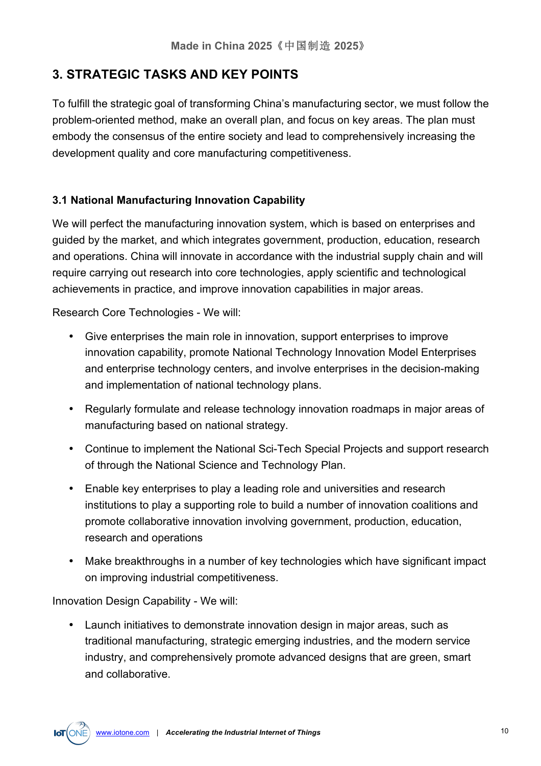## 3. STRATEGIC TASKS AND KEY POINTS

To fulfill the strategic goal of transforming China's manufacturing sector, we must follow the problem-oriented method, make an overall plan, and focus on key areas. The plan must embody the consensus of the entire society and lead to comprehensively increasing the development quality and core manufacturing competitiveness.

### 3.1 National Manufacturing Innovation Capability

We will perfect the manufacturing innovation system, which is based on enterprises and guided by the market, and which integrates government, production, education, research and operations. China will innovate in accordance with the industrial supply chain and will require carrying out research into core technologies, apply scientific and technological achievements in practice, and improve innovation capabilities in major areas.

Research Core Technologies - We will:

- Give enterprises the main role in innovation, support enterprises to improve innovation capability, promote National Technology Innovation Model Enterprises and enterprise technology centers, and involve enterprises in the decision-making and implementation of national technology plans.
- Regularly formulate and release technology innovation roadmaps in major areas of manufacturing based on national strategy.
- Continue to implement the National Sci-Tech Special Projects and support research of through the National Science and Technology Plan.
- Enable key enterprises to play a leading role and universities and research institutions to play a supporting role to build a number of innovation coalitions and promote collaborative innovation involving government, production, education, research and operations
- Make breakthroughs in a number of key technologies which have significant impact on improving industrial competitiveness.

Innovation Design Capability - We will:

- Launch initiatives to demonstrate innovation design in major areas, such as traditional manufacturing, strategic emerging industries, and the modern service industry, and comprehensively promote advanced designs that are green, smart and collaborative.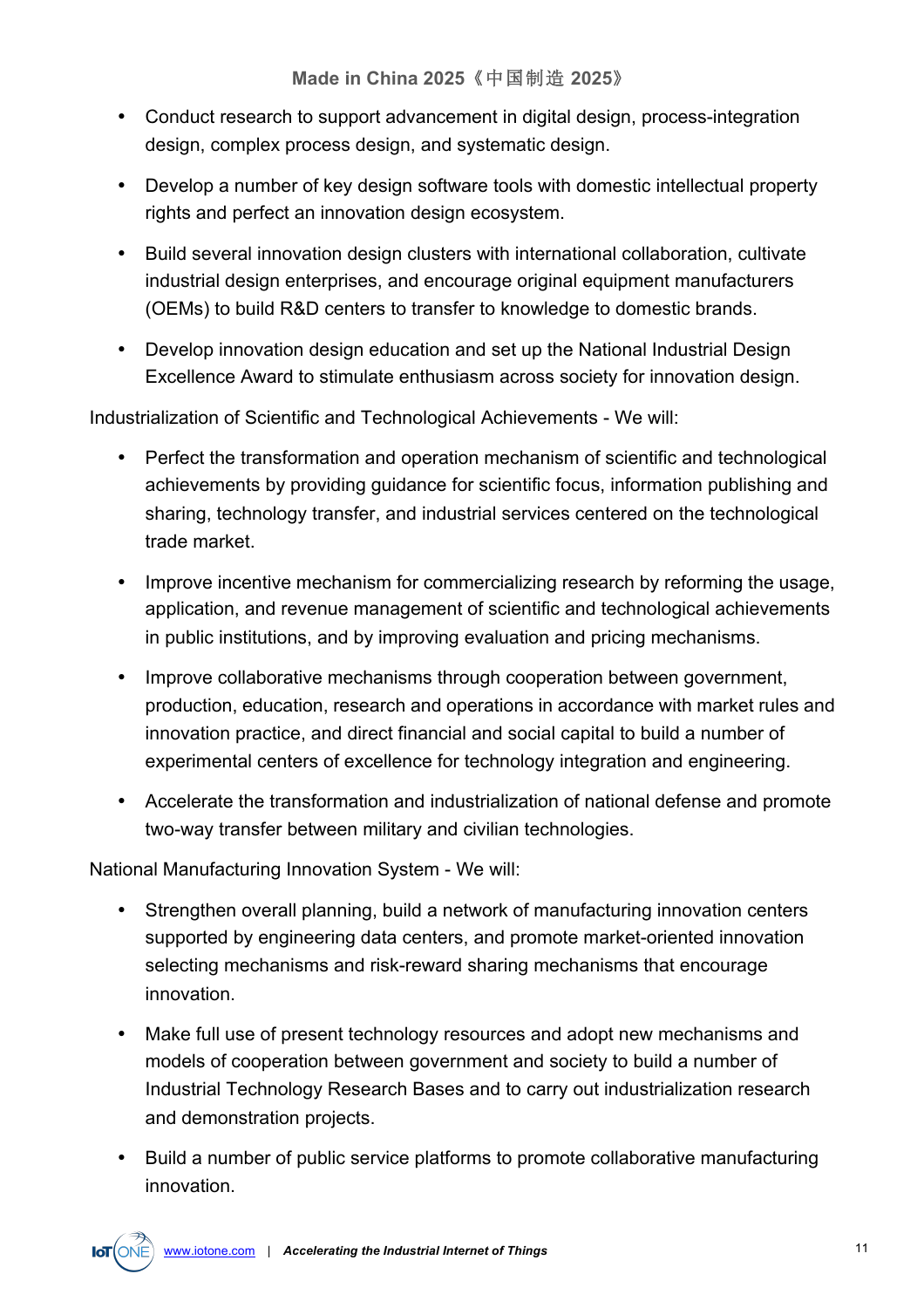- Conduct research to support advancement in digital design, process-integration design, complex process design, and systematic design.
- Develop a number of key design software tools with domestic intellectual property rights and perfect an innovation design ecosystem.
- Build several innovation design clusters with international collaboration, cultivate industrial design enterprises, and encourage original equipment manufacturers (OEMs) to build R&D centers to transfer to knowledge to domestic brands.
- Develop innovation design education and set up the National Industrial Design Excellence Award to stimulate enthusiasm across society for innovation design.

Industrialization of Scientific and Technological Achievements - We will:

- Perfect the transformation and operation mechanism of scientific and technological achievements by providing guidance for scientific focus, information publishing and sharing, technology transfer, and industrial services centered on the technological trade market.
- Improve incentive mechanism for commercializing research by reforming the usage, application, and revenue management of scientific and technological achievements in public institutions, and by improving evaluation and pricing mechanisms.
- Improve collaborative mechanisms through cooperation between government, production, education, research and operations in accordance with market rules and innovation practice, and direct financial and social capital to build a number of experimental centers of excellence for technology integration and engineering.
- Accelerate the transformation and industrialization of national defense and promote two-way transfer between military and civilian technologies.

National Manufacturing Innovation System - We will:

- Strengthen overall planning, build a network of manufacturing innovation centers supported by engineering data centers, and promote market-oriented innovation selecting mechanisms and risk-reward sharing mechanisms that encourage innovation.
- Make full use of present technology resources and adopt new mechanisms and models of cooperation between government and society to build a number of Industrial Technology Research Bases and to carry out industrialization research and demonstration projects.
- Build a number of public service platforms to promote collaborative manufacturing innovation.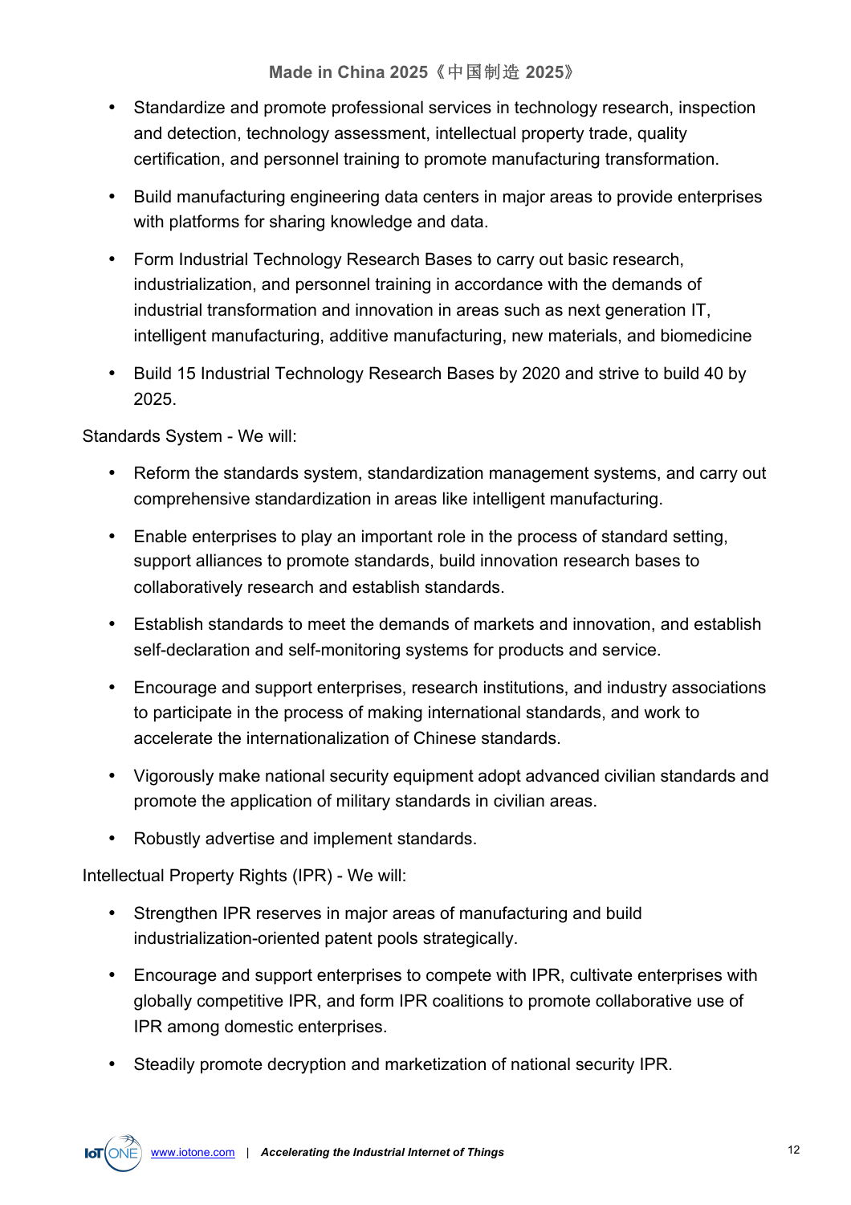- Standardize and promote professional services in technology research, inspection and detection, technology assessment, intellectual property trade, quality certification, and personnel training to promote manufacturing transformation.
- Build manufacturing engineering data centers in major areas to provide enterprises with platforms for sharing knowledge and data.
- Form Industrial Technology Research Bases to carry out basic research, industrialization, and personnel training in accordance with the demands of industrial transformation and innovation in areas such as next generation IT, intelligent manufacturing, additive manufacturing, new materials, and biomedicine
- Build 15 Industrial Technology Research Bases by 2020 and strive to build 40 by 2025.

Standards System - We will:

- Reform the standards system, standardization management systems, and carry out comprehensive standardization in areas like intelligent manufacturing.
- Enable enterprises to play an important role in the process of standard setting, support alliances to promote standards, build innovation research bases to collaboratively research and establish standards.
- Establish standards to meet the demands of markets and innovation, and establish self-declaration and self-monitoring systems for products and service.
- Encourage and support enterprises, research institutions, and industry associations to participate in the process of making international standards, and work to accelerate the internationalization of Chinese standards.
- Vigorously make national security equipment adopt advanced civilian standards and promote the application of military standards in civilian areas.
- Robustly advertise and implement standards.

Intellectual Property Rights (IPR) - We will:

- Strengthen IPR reserves in major areas of manufacturing and build industrialization-oriented patent pools strategically.
- Encourage and support enterprises to compete with IPR, cultivate enterprises with globally competitive IPR, and form IPR coalitions to promote collaborative use of IPR among domestic enterprises.
- Steadily promote decryption and marketization of national security IPR.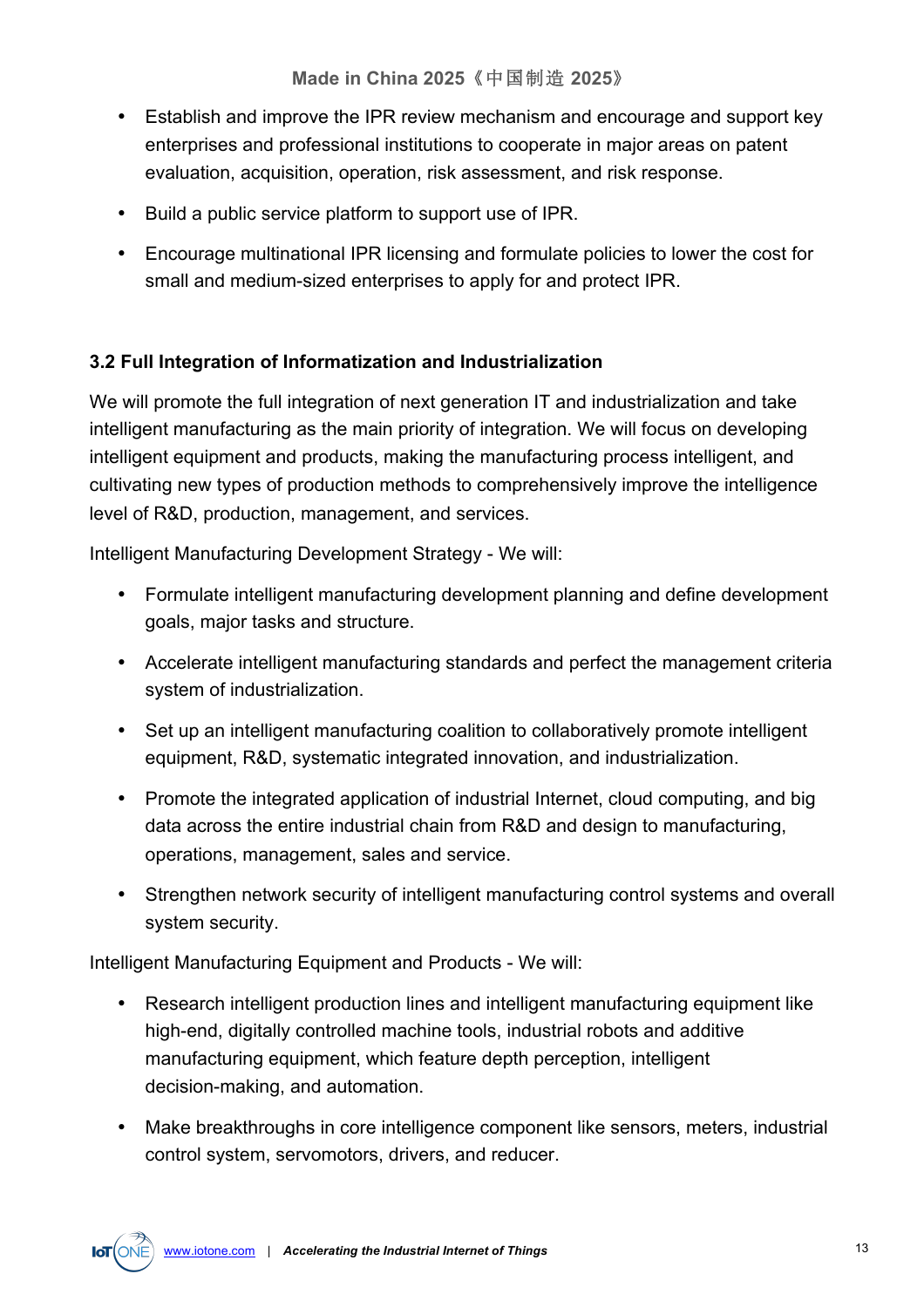- Establish and improve the IPR review mechanism and encourage and support key enterprises and professional institutions to cooperate in major areas on patent evaluation, acquisition, operation, risk assessment, and risk response.
- Build a public service platform to support use of IPR.
- Encourage multinational IPR licensing and formulate policies to lower the cost for small and medium-sized enterprises to apply for and protect IPR.

### 3.2 Full Integration of Informatization and Industrialization

We will promote the full integration of next generation IT and industrialization and take intelligent manufacturing as the main priority of integration. We will focus on developing intelligent equipment and products, making the manufacturing process intelligent, and cultivating new types of production methods to comprehensively improve the intelligence level of R&D, production, management, and services.

Intelligent Manufacturing Development Strategy - We will:

- Formulate intelligent manufacturing development planning and define development goals, major tasks and structure.
- Accelerate intelligent manufacturing standards and perfect the management criteria system of industrialization.
- Set up an intelligent manufacturing coalition to collaboratively promote intelligent equipment, R&D, systematic integrated innovation, and industrialization.
- Promote the integrated application of industrial Internet, cloud computing, and big data across the entire industrial chain from R&D and design to manufacturing, operations, management, sales and service.
- Strengthen network security of intelligent manufacturing control systems and overall system security.

Intelligent Manufacturing Equipment and Products - We will:

- Research intelligent production lines and intelligent manufacturing equipment like high-end, digitally controlled machine tools, industrial robots and additive manufacturing equipment, which feature depth perception, intelligent decision-making, and automation.
- Make breakthroughs in core intelligence component like sensors, meters, industrial control system, servomotors, drivers, and reducer.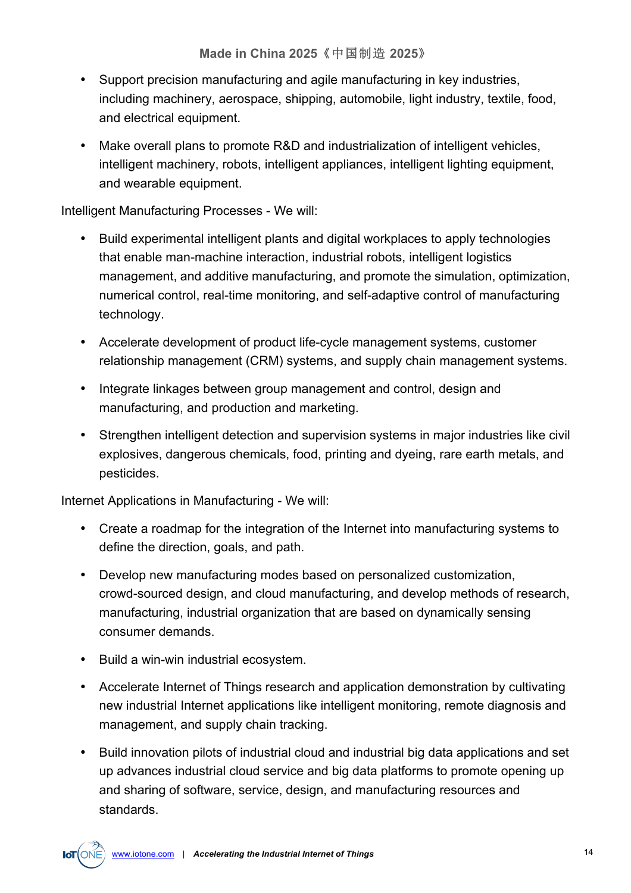- Support precision manufacturing and agile manufacturing in key industries, including machinery, aerospace, shipping, automobile, light industry, textile, food, and electrical equipment.
- Make overall plans to promote R&D and industrialization of intelligent vehicles, intelligent machinery, robots, intelligent appliances, intelligent lighting equipment, and wearable equipment.

Intelligent Manufacturing Processes - We will:

- Build experimental intelligent plants and digital workplaces to apply technologies that enable man-machine interaction, industrial robots, intelligent logistics management, and additive manufacturing, and promote the simulation, optimization, numerical control, real-time monitoring, and self-adaptive control of manufacturing technology.
- Accelerate development of product life-cycle management systems, customer relationship management (CRM) systems, and supply chain management systems.
- Integrate linkages between group management and control, design and manufacturing, and production and marketing.
- Strengthen intelligent detection and supervision systems in major industries like civil explosives, dangerous chemicals, food, printing and dyeing, rare earth metals, and pesticides.

Internet Applications in Manufacturing - We will:

- Create a roadmap for the integration of the Internet into manufacturing systems to define the direction, goals, and path.
- Develop new manufacturing modes based on personalized customization, crowd-sourced design, and cloud manufacturing, and develop methods of research, manufacturing, industrial organization that are based on dynamically sensing consumer demands.
- Build a win-win industrial ecosystem.
- Accelerate Internet of Things research and application demonstration by cultivating new industrial Internet applications like intelligent monitoring, remote diagnosis and management, and supply chain tracking.
- Build innovation pilots of industrial cloud and industrial big data applications and set up advances industrial cloud service and big data platforms to promote opening up and sharing of software, service, design, and manufacturing resources and standards.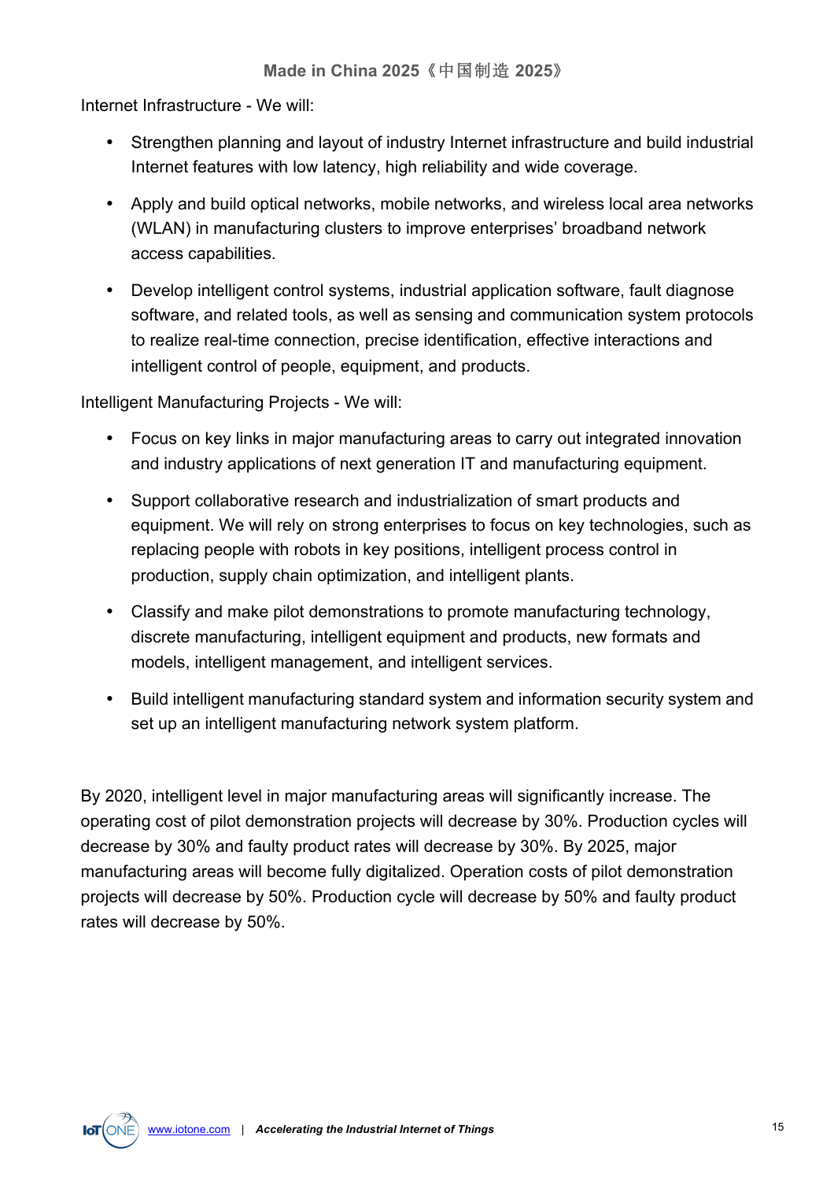Internet Infrastructure - We will:

- Strengthen planning and layout of industry Internet infrastructure and build industrial Internet features with low latency, high reliability and wide coverage.
- Apply and build optical networks, mobile networks, and wireless local area networks (WLAN) in manufacturing clusters to improve enterprises' broadband network access capabilities.
- Develop intelligent control systems, industrial application software, fault diagnose software, and related tools, as well as sensing and communication system protocols to realize real-time connection, precise identification, effective interactions and intelligent control of people, equipment, and products.

Intelligent Manufacturing Projects - We will:

- Focus on key links in major manufacturing areas to carry out integrated innovation and industry applications of next generation IT and manufacturing equipment.
- Support collaborative research and industrialization of smart products and equipment. We will rely on strong enterprises to focus on key technologies, such as replacing people with robots in key positions, intelligent process control in production, supply chain optimization, and intelligent plants.
- Classify and make pilot demonstrations to promote manufacturing technology, discrete manufacturing, intelligent equipment and products, new formats and models, intelligent management, and intelligent services.
- Build intelligent manufacturing standard system and information security system and set up an intelligent manufacturing network system platform.

By 2020, intelligent level in major manufacturing areas will significantly increase. The operating cost of pilot demonstration projects will decrease by 30%. Production cycles will decrease by 30% and faulty product rates will decrease by 30%. By 2025, major manufacturing areas will become fully digitalized. Operation costs of pilot demonstration projects will decrease by 50%. Production cycle will decrease by 50% and faulty product rates will decrease by 50%.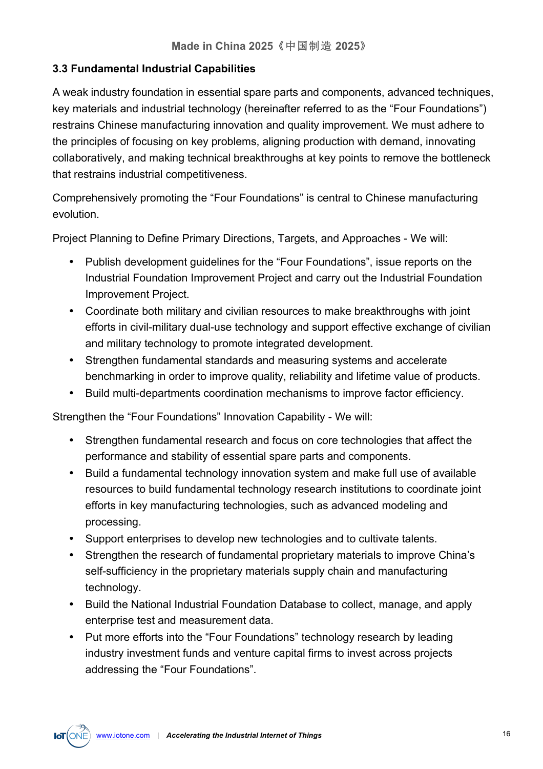### 3.3 Fundamental Industrial Capabilities

A weak industry foundation in essential spare parts and components, advanced techniques, key materials and industrial technology (hereinafter referred to as the “Four Foundations”) restrains Chinese manufacturing innovation and quality improvement. We must adhere to the principles of focusing on key problems, aligning production with demand, innovating collaboratively, and making technical breakthroughs at key points to remove the bottleneck that restrains industrial competitiveness.

Comprehensively promoting the “Four Foundations” is central to Chinese manufacturing evolution.

Project Planning to Define Primary Directions, Targets, and Approaches - We will:

- Publish development guidelines for the “Four Foundations”, issue reports on the Industrial Foundation Improvement Project and carry out the Industrial Foundation Improvement Project.
- Coordinate both military and civilian resources to make breakthroughs with joint efforts in civil-military dual-use technology and support effective exchange of civilian and military technology to promote integrated development.
- Strengthen fundamental standards and measuring systems and accelerate benchmarking in order to improve quality, reliability and lifetime value of products.
- Build multi-departments coordination mechanisms to improve factor efficiency.

Strengthen the “Four Foundations” Innovation Capability - We will:

- Strengthen fundamental research and focus on core technologies that affect the performance and stability of essential spare parts and components.
- Build a fundamental technology innovation system and make full use of available resources to build fundamental technology research institutions to coordinate joint efforts in key manufacturing technologies, such as advanced modeling and processing.
- Support enterprises to develop new technologies and to cultivate talents.
- Strengthen the research of fundamental proprietary materials to improve China’s self-sufficiency in the proprietary materials supply chain and manufacturing technology.
- Build the National Industrial Foundation Database to collect, manage, and apply enterprise test and measurement data.
- Put more efforts into the “Four Foundations” technology research by leading industry investment funds and venture capital firms to invest across projects addressing the “Four Foundations”.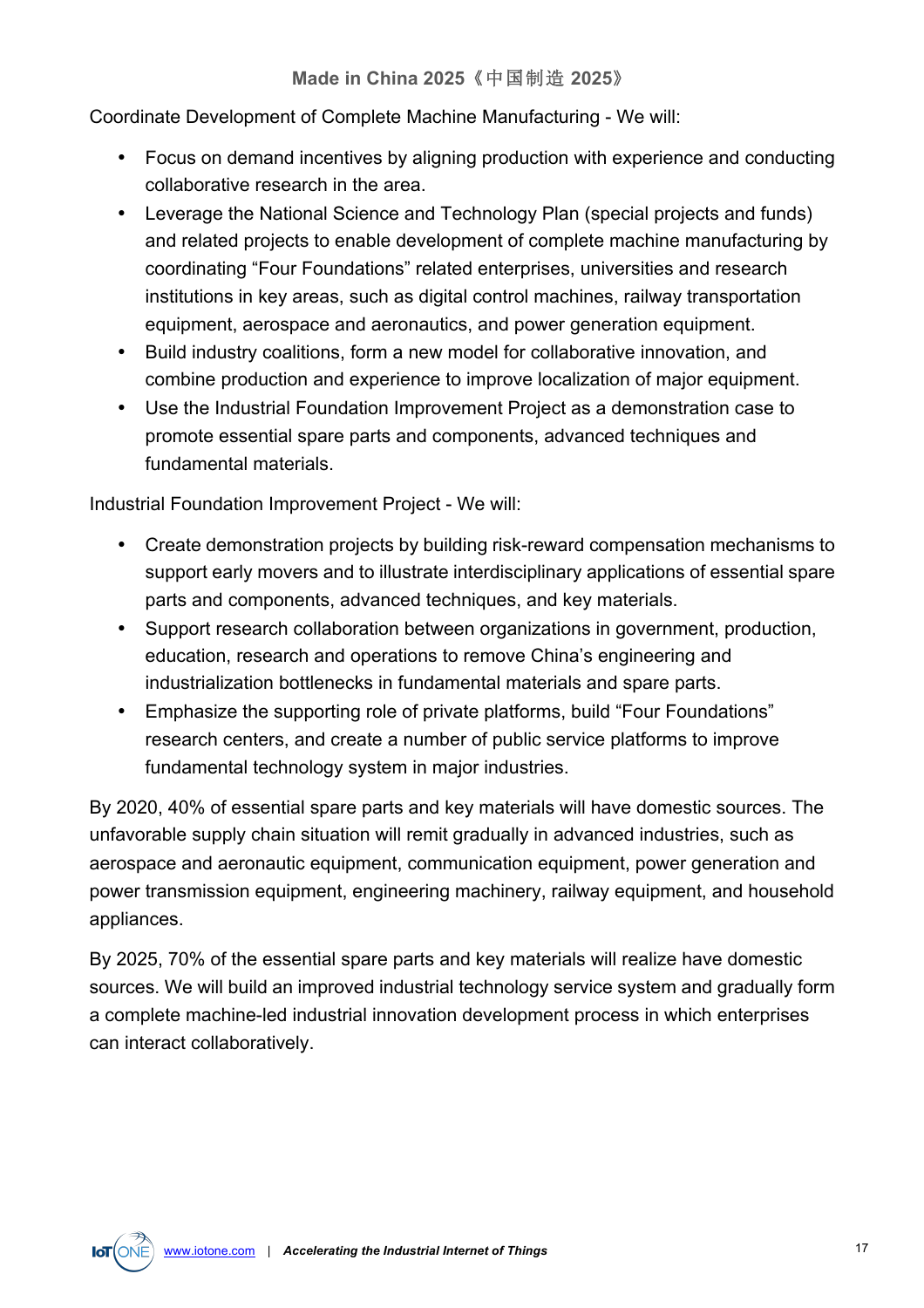Coordinate Development of Complete Machine Manufacturing - We will:

- Focus on demand incentives by aligning production with experience and conducting collaborative research in the area.
- Leverage the National Science and Technology Plan (special projects and funds) and related projects to enable development of complete machine manufacturing by coordinating “Four Foundations” related enterprises, universities and research institutions in key areas, such as digital control machines, railway transportation equipment, aerospace and aeronautics, and power generation equipment.
- Build industry coalitions, form a new model for collaborative innovation, and combine production and experience to improve localization of major equipment.
- Use the Industrial Foundation Improvement Project as a demonstration case to promote essential spare parts and components, advanced techniques and fundamental materials.

Industrial Foundation Improvement Project - We will:

- Create demonstration projects by building risk-reward compensation mechanisms to support early movers and to illustrate interdisciplinary applications of essential spare parts and components, advanced techniques, and key materials.
- Support research collaboration between organizations in government, production, education, research and operations to remove China’s engineering and industrialization bottlenecks in fundamental materials and spare parts.
- Emphasize the supporting role of private platforms, build “Four Foundations” research centers, and create a number of public service platforms to improve fundamental technology system in major industries.

By 2020, 40% of essential spare parts and key materials will have domestic sources. The unfavorable supply chain situation will remit gradually in advanced industries, such as aerospace and aeronautic equipment, communication equipment, power generation and power transmission equipment, engineering machinery, railway equipment, and household appliances.

By 2025, 70% of the essential spare parts and key materials will realize have domestic sources. We will build an improved industrial technology service system and gradually form a complete machine-led industrial innovation development process in which enterprises can interact collaboratively.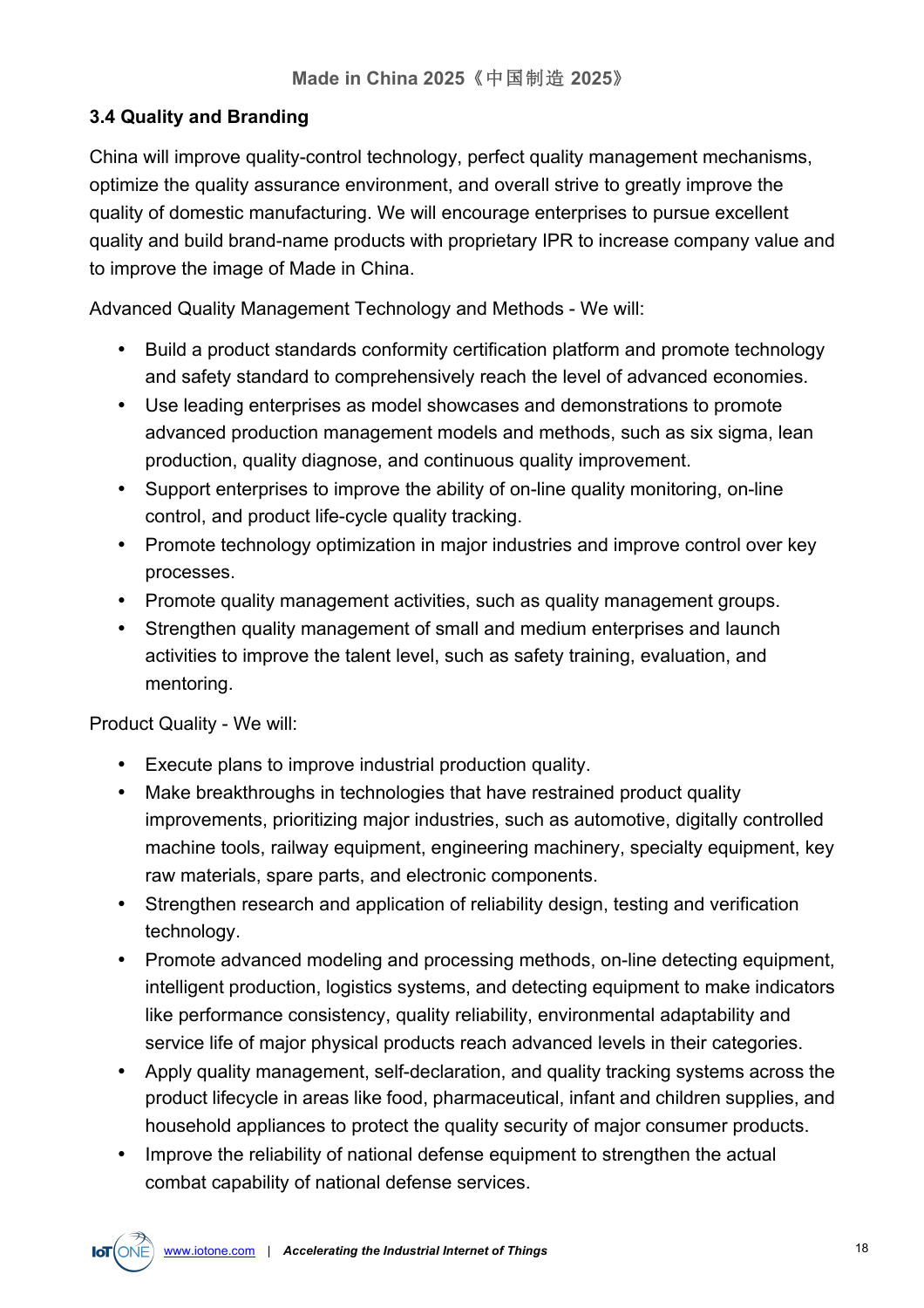### 3.4 Quality and Branding

China will improve quality-control technology, perfect quality management mechanisms, optimize the quality assurance environment, and overall strive to greatly improve the quality of domestic manufacturing. We will encourage enterprises to pursue excellent quality and build brand-name products with proprietary IPR to increase company value and to improve the image of Made in China.

Advanced Quality Management Technology and Methods - We will:

- Build a product standards conformity certification platform and promote technology and safety standard to comprehensively reach the level of advanced economies.
- Use leading enterprises as model showcases and demonstrations to promote advanced production management models and methods, such as six sigma, lean production, quality diagnose, and continuous quality improvement.
- Support enterprises to improve the ability of on-line quality monitoring, on-line control, and product life-cycle quality tracking.
- Promote technology optimization in major industries and improve control over key processes.
- Promote quality management activities, such as quality management groups.
- Strengthen quality management of small and medium enterprises and launch activities to improve the talent level, such as safety training, evaluation, and mentoring.

Product Quality - We will:

- Execute plans to improve industrial production quality.
- Make breakthroughs in technologies that have restrained product quality improvements, prioritizing major industries, such as automotive, digitally controlled machine tools, railway equipment, engineering machinery, specialty equipment, key raw materials, spare parts, and electronic components.
- Strengthen research and application of reliability design, testing and verification technology.
- Promote advanced modeling and processing methods, on-line detecting equipment, intelligent production, logistics systems, and detecting equipment to make indicators like performance consistency, quality reliability, environmental adaptability and service life of major physical products reach advanced levels in their categories.
- Apply quality management, self-declaration, and quality tracking systems across the product lifecycle in areas like food, pharmaceutical, infant and children supplies, and household appliances to protect the quality security of major consumer products.
- Improve the reliability of national defense equipment to strengthen the actual combat capability of national defense services.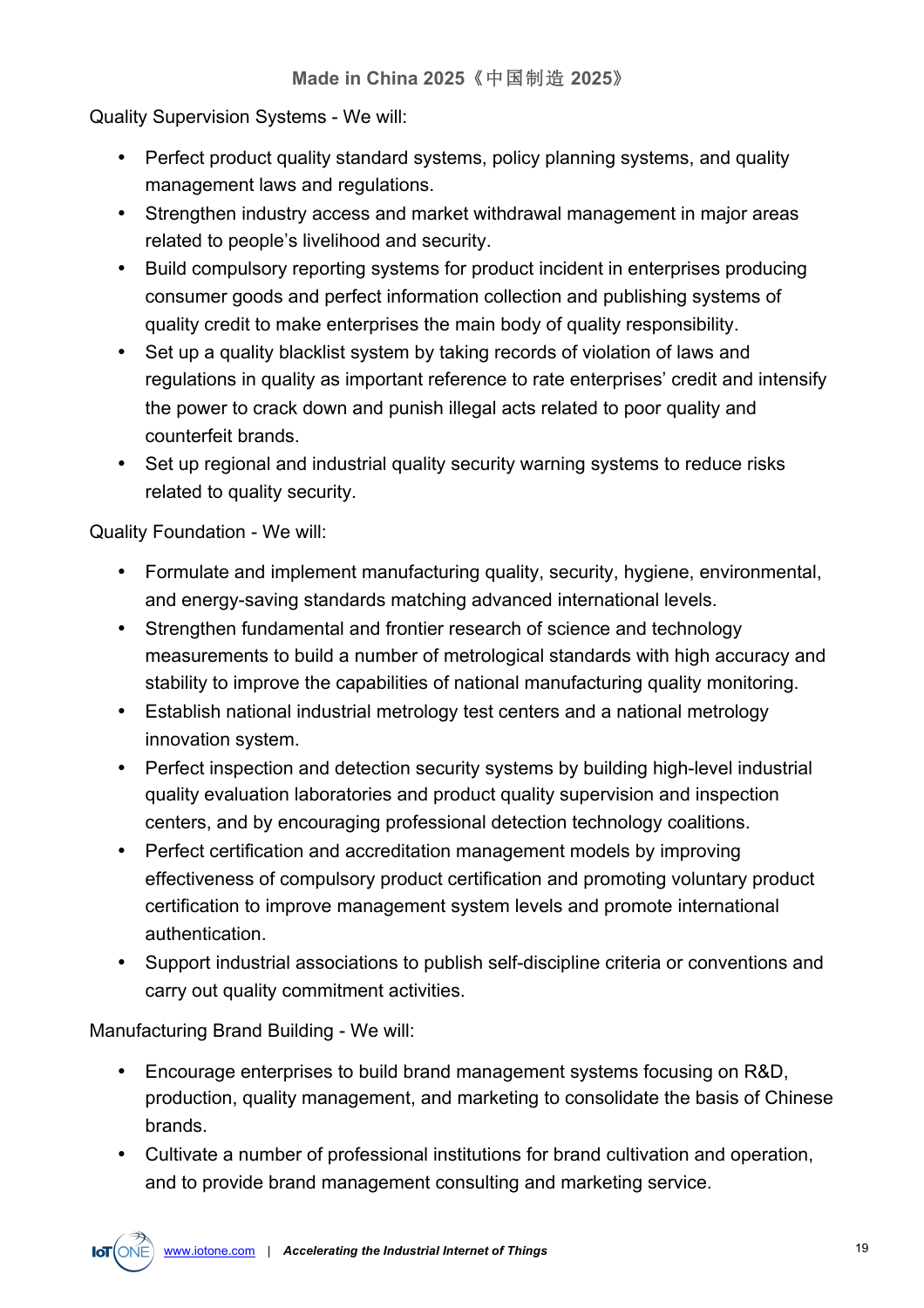Quality Supervision Systems - We will:

- Perfect product quality standard systems, policy planning systems, and quality management laws and regulations.
- Strengthen industry access and market withdrawal management in major areas related to people's livelihood and security.
- Build compulsory reporting systems for product incident in enterprises producing consumer goods and perfect information collection and publishing systems of quality credit to make enterprises the main body of quality responsibility.
- Set up a quality blacklist system by taking records of violation of laws and regulations in quality as important reference to rate enterprises' credit and intensify the power to crack down and punish illegal acts related to poor quality and counterfeit brands.
- Set up regional and industrial quality security warning systems to reduce risks related to quality security.

Quality Foundation - We will:

- Formulate and implement manufacturing quality, security, hygiene, environmental, and energy-saving standards matching advanced international levels.
- Strengthen fundamental and frontier research of science and technology measurements to build a number of metrological standards with high accuracy and stability to improve the capabilities of national manufacturing quality monitoring.
- Establish national industrial metrology test centers and a national metrology innovation system.
- Perfect inspection and detection security systems by building high-level industrial quality evaluation laboratories and product quality supervision and inspection centers, and by encouraging professional detection technology coalitions.
- Perfect certification and accreditation management models by improving effectiveness of compulsory product certification and promoting voluntary product certification to improve management system levels and promote international authentication.
- Support industrial associations to publish self-discipline criteria or conventions and carry out quality commitment activities.

Manufacturing Brand Building - We will:

- Encourage enterprises to build brand management systems focusing on R&D, production, quality management, and marketing to consolidate the basis of Chinese brands.
- Cultivate a number of professional institutions for brand cultivation and operation, and to provide brand management consulting and marketing service.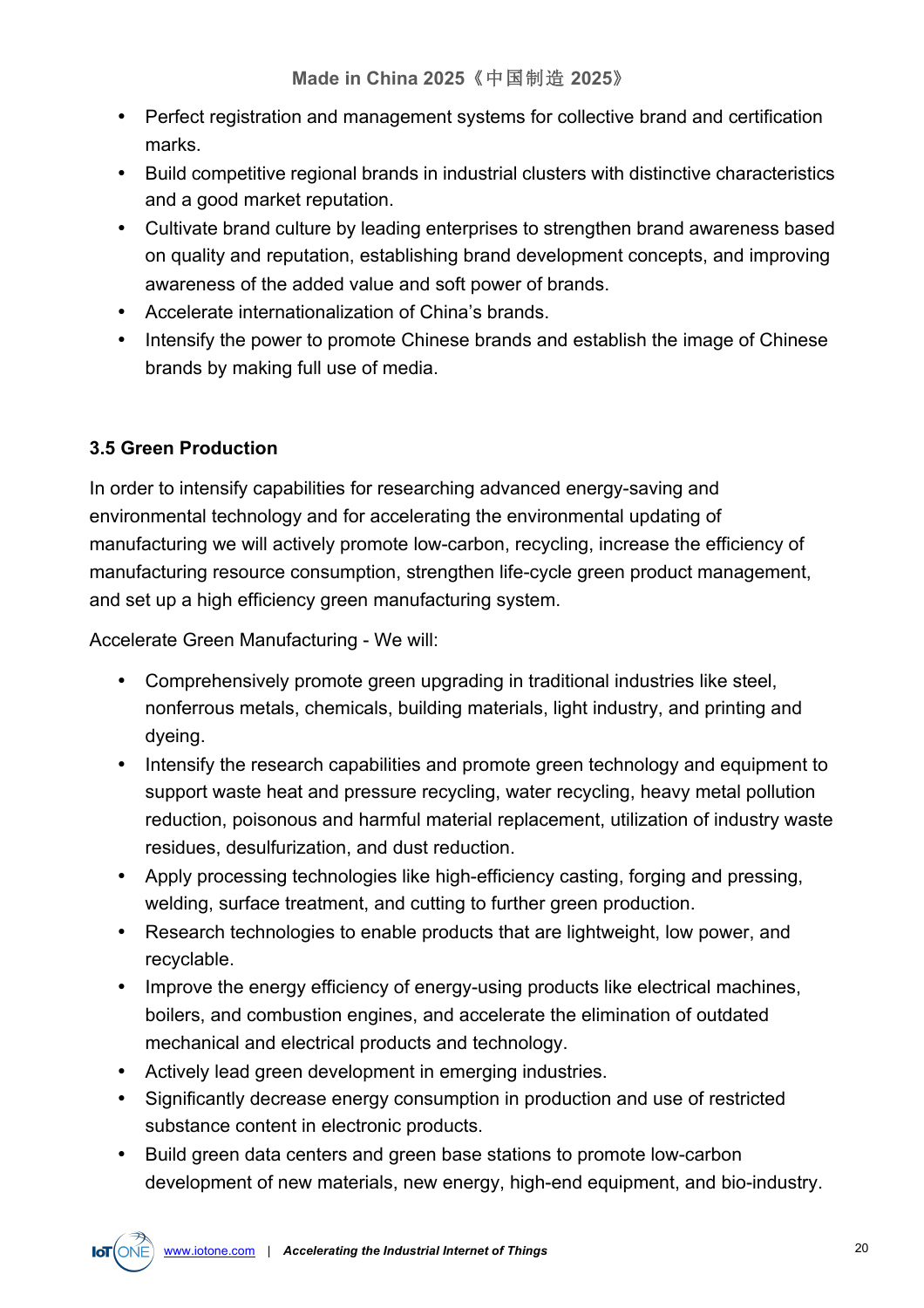- Perfect registration and management systems for collective brand and certification marks.
- Build competitive regional brands in industrial clusters with distinctive characteristics and a good market reputation.
- Cultivate brand culture by leading enterprises to strengthen brand awareness based on quality and reputation, establishing brand development concepts, and improving awareness of the added value and soft power of brands.
- Accelerate internationalization of China's brands.
- Intensify the power to promote Chinese brands and establish the image of Chinese brands by making full use of media.

### 3.5 Green Production

In order to intensify capabilities for researching advanced energy-saving and environmental technology and for accelerating the environmental updating of manufacturing we will actively promote low-carbon, recycling, increase the efficiency of manufacturing resource consumption, strengthen life-cycle green product management, and set up a high efficiency green manufacturing system.

Accelerate Green Manufacturing - We will:

- Comprehensively promote green upgrading in traditional industries like steel, nonferrous metals, chemicals, building materials, light industry, and printing and dyeing.
- Intensify the research capabilities and promote green technology and equipment to support waste heat and pressure recycling, water recycling, heavy metal pollution reduction, poisonous and harmful material replacement, utilization of industry waste residues, desulfurization, and dust reduction.
- Apply processing technologies like high-efficiency casting, forging and pressing, welding, surface treatment, and cutting to further green production.
- Research technologies to enable products that are lightweight, low power, and recyclable.
- Improve the energy efficiency of energy-using products like electrical machines, boilers, and combustion engines, and accelerate the elimination of outdated mechanical and electrical products and technology.
- Actively lead green development in emerging industries.
- Significantly decrease energy consumption in production and use of restricted substance content in electronic products.
- Build green data centers and green base stations to promote low-carbon development of new materials, new energy, high-end equipment, and bio-industry.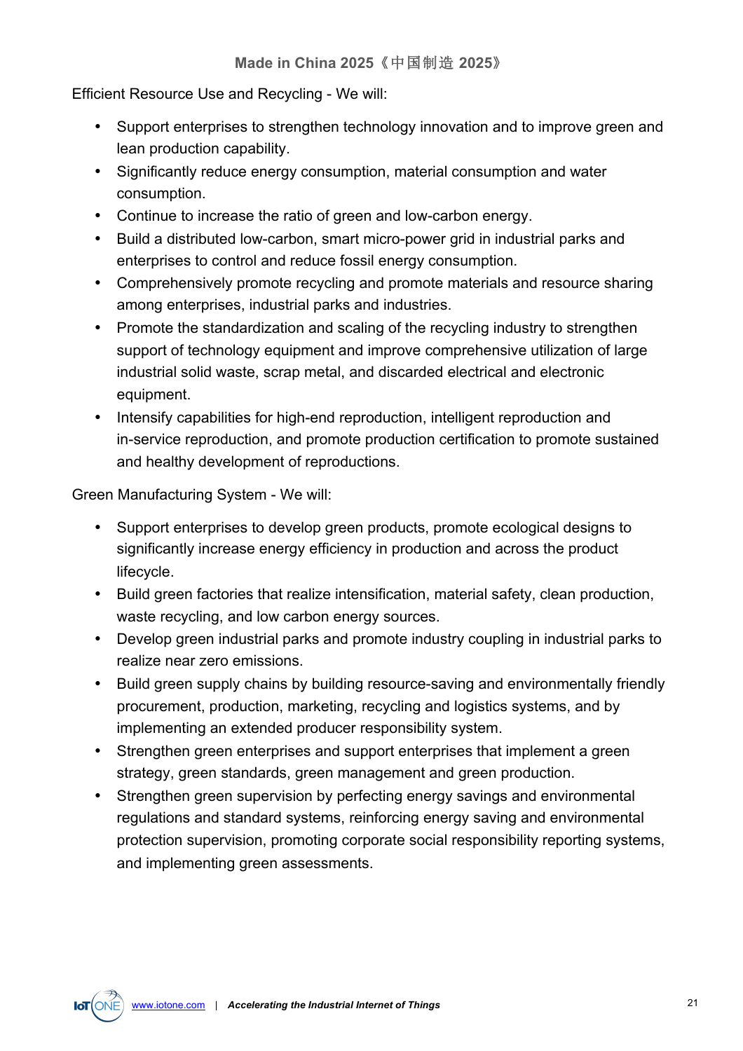Efficient Resource Use and Recycling - We will:

- Support enterprises to strengthen technology innovation and to improve green and lean production capability.
- Significantly reduce energy consumption, material consumption and water consumption.
- Continue to increase the ratio of green and low-carbon energy.
- Build a distributed low-carbon, smart micro-power grid in industrial parks and enterprises to control and reduce fossil energy consumption.
- Comprehensively promote recycling and promote materials and resource sharing among enterprises, industrial parks and industries.
- Promote the standardization and scaling of the recycling industry to strengthen support of technology equipment and improve comprehensive utilization of large industrial solid waste, scrap metal, and discarded electrical and electronic equipment.
- Intensify capabilities for high-end reproduction, intelligent reproduction and in-service reproduction, and promote production certification to promote sustained and healthy development of reproductions.

Green Manufacturing System - We will:

- Support enterprises to develop green products, promote ecological designs to significantly increase energy efficiency in production and across the product lifecycle.
- Build green factories that realize intensification, material safety, clean production, waste recycling, and low carbon energy sources.
- Develop green industrial parks and promote industry coupling in industrial parks to realize near zero emissions.
- Build green supply chains by building resource-saving and environmentally friendly procurement, production, marketing, recycling and logistics systems, and by implementing an extended producer responsibility system.
- Strengthen green enterprises and support enterprises that implement a green strategy, green standards, green management and green production.
- Strengthen green supervision by perfecting energy savings and environmental regulations and standard systems, reinforcing energy saving and environmental protection supervision, promoting corporate social responsibility reporting systems, and implementing green assessments.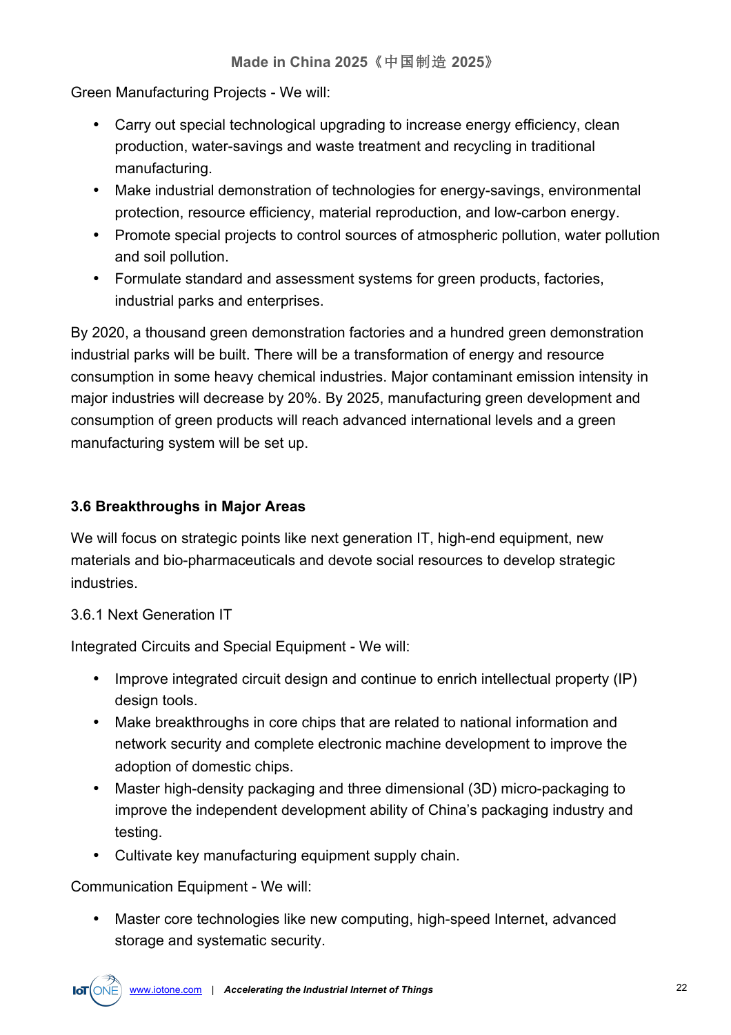Green Manufacturing Projects - We will:

- Carry out special technological upgrading to increase energy efficiency, clean production, water-savings and waste treatment and recycling in traditional manufacturing.
- Make industrial demonstration of technologies for energy-savings, environmental protection, resource efficiency, material reproduction, and low-carbon energy.
- Promote special projects to control sources of atmospheric pollution, water pollution and soil pollution.
- Formulate standard and assessment systems for green products, factories, industrial parks and enterprises.

By 2020, a thousand green demonstration factories and a hundred green demonstration industrial parks will be built. There will be a transformation of energy and resource consumption in some heavy chemical industries. Major contaminant emission intensity in major industries will decrease by 20%. By 2025, manufacturing green development and consumption of green products will reach advanced international levels and a green manufacturing system will be set up.

### 3.6 Breakthroughs in Major Areas

We will focus on strategic points like next generation IT, high-end equipment, new materials and bio-pharmaceuticals and devote social resources to develop strategic industries.

#### 3.6.1 Next Generation IT

Integrated Circuits and Special Equipment - We will:

- Improve integrated circuit design and continue to enrich intellectual property (IP) design tools.
- Make breakthroughs in core chips that are related to national information and network security and complete electronic machine development to improve the adoption of domestic chips.
- Master high-density packaging and three dimensional (3D) micro-packaging to improve the independent development ability of China's packaging industry and testing.
- Cultivate key manufacturing equipment supply chain.

Communication Equipment - We will:

- Master core technologies like new computing, high-speed Internet, advanced storage and systematic security.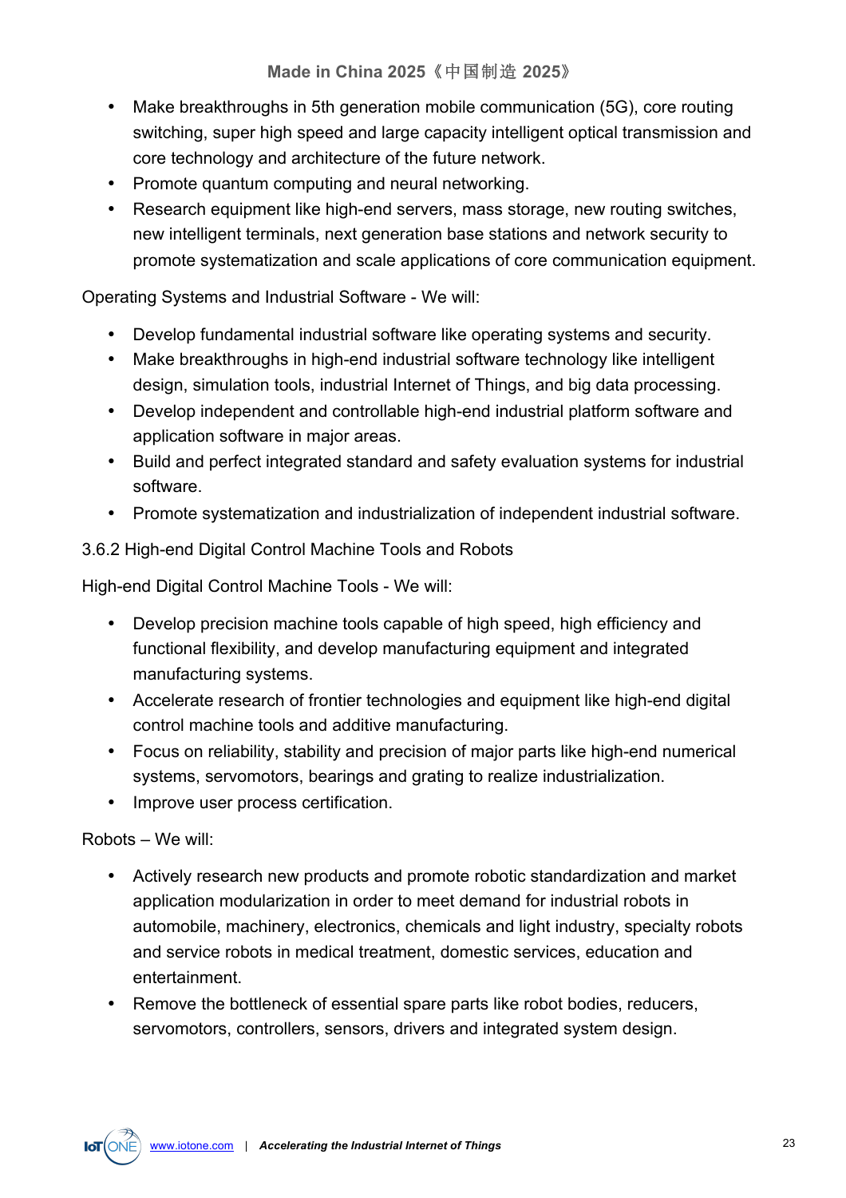- Make breakthroughs in 5th generation mobile communication (5G), core routing switching, super high speed and large capacity intelligent optical transmission and core technology and architecture of the future network.
- Promote quantum computing and neural networking.
- Research equipment like high-end servers, mass storage, new routing switches, new intelligent terminals, next generation base stations and network security to promote systematization and scale applications of core communication equipment.

Operating Systems and Industrial Software - We will:

- Develop fundamental industrial software like operating systems and security.
- Make breakthroughs in high-end industrial software technology like intelligent design, simulation tools, industrial Internet of Things, and big data processing.
- Develop independent and controllable high-end industrial platform software and application software in major areas.
- Build and perfect integrated standard and safety evaluation systems for industrial software.
- Promote systematization and industrialization of independent industrial software.

### 3.6.2 High-end Digital Control Machine Tools and Robots

High-end Digital Control Machine Tools - We will:

- Develop precision machine tools capable of high speed, high efficiency and functional flexibility, and develop manufacturing equipment and integrated manufacturing systems.
- Accelerate research of frontier technologies and equipment like high-end digital control machine tools and additive manufacturing.
- Focus on reliability, stability and precision of major parts like high-end numerical systems, servomotors, bearings and grating to realize industrialization.
- Improve user process certification.

Robots – We will:

- Actively research new products and promote robotic standardization and market application modularization in order to meet demand for industrial robots in automobile, machinery, electronics, chemicals and light industry, specialty robots and service robots in medical treatment, domestic services, education and entertainment.
- Remove the bottleneck of essential spare parts like robot bodies, reducers, servomotors, controllers, sensors, drivers and integrated system design.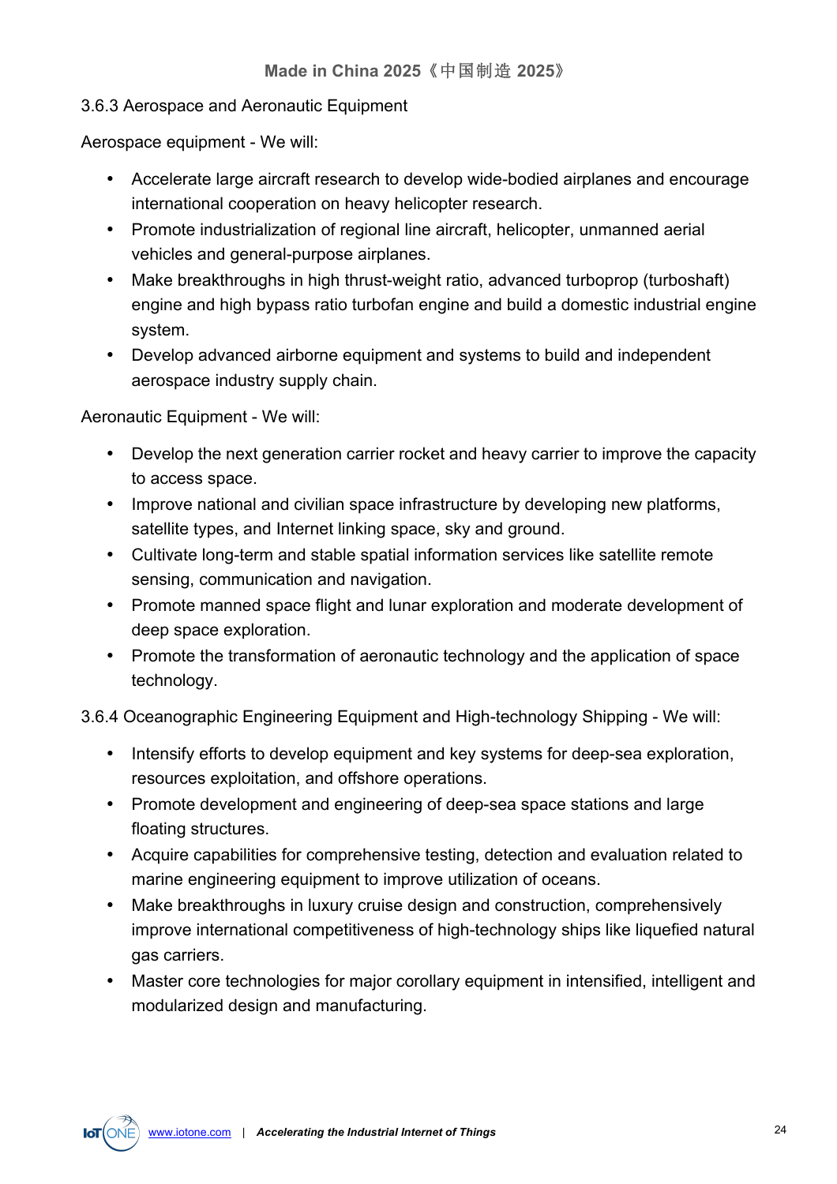### 3.6.3 Aerospace and Aeronautic Equipment

Aerospace equipment - We will:

- Accelerate large aircraft research to develop wide-bodied airplanes and encourage international cooperation on heavy helicopter research.
- Promote industrialization of regional line aircraft, helicopter, unmanned aerial vehicles and general-purpose airplanes.
- Make breakthroughs in high thrust-weight ratio, advanced turboprop (turboshaft) engine and high bypass ratio turbofan engine and build a domestic industrial engine system.
- Develop advanced airborne equipment and systems to build and independent aerospace industry supply chain.

Aeronautic Equipment - We will:

- Develop the next generation carrier rocket and heavy carrier to improve the capacity to access space.
- Improve national and civilian space infrastructure by developing new platforms, satellite types, and Internet linking space, sky and ground.
- Cultivate long-term and stable spatial information services like satellite remote sensing, communication and navigation.
- Promote manned space flight and lunar exploration and moderate development of deep space exploration.
- Promote the transformation of aeronautic technology and the application of space technology.

### 3.6.4 Oceanographic Engineering Equipment and High-technology Shipping - We will:

- Intensify efforts to develop equipment and key systems for deep-sea exploration, resources exploitation, and offshore operations.
- Promote development and engineering of deep-sea space stations and large floating structures.
- Acquire capabilities for comprehensive testing, detection and evaluation related to marine engineering equipment to improve utilization of oceans.
- Make breakthroughs in luxury cruise design and construction, comprehensively improve international competitiveness of high-technology ships like liquefied natural gas carriers.
- Master core technologies for major corollary equipment in intensified, intelligent and modularized design and manufacturing.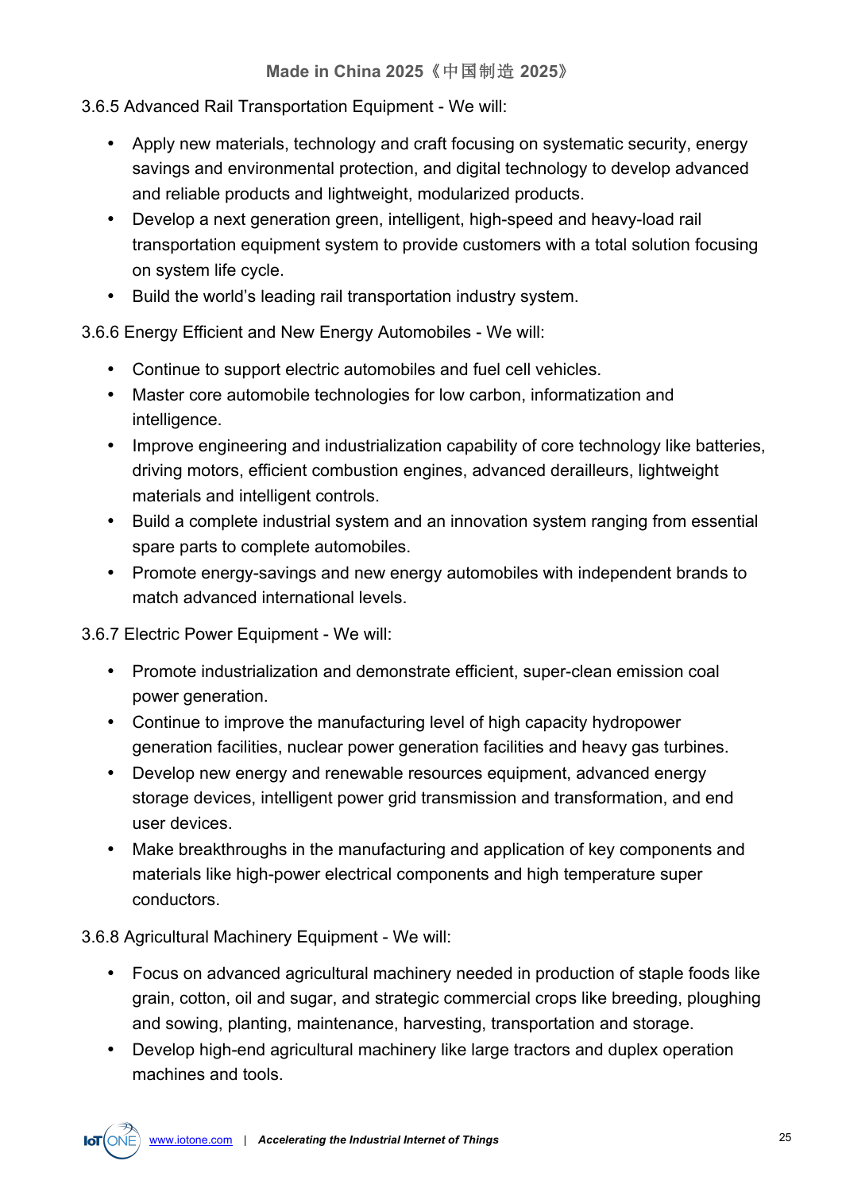3.6.5 Advanced Rail Transportation Equipment - We will:

- Apply new materials, technology and craft focusing on systematic security, energy savings and environmental protection, and digital technology to develop advanced and reliable products and lightweight, modularized products.
- Develop a next generation green, intelligent, high-speed and heavy-load rail transportation equipment system to provide customers with a total solution focusing on system life cycle.
- Build the world's leading rail transportation industry system.

3.6.6 Energy Efficient and New Energy Automobiles - We will:

- Continue to support electric automobiles and fuel cell vehicles.
- Master core automobile technologies for low carbon, informatization and intelligence.
- Improve engineering and industrialization capability of core technology like batteries, driving motors, efficient combustion engines, advanced derailleurs, lightweight materials and intelligent controls.
- Build a complete industrial system and an innovation system ranging from essential spare parts to complete automobiles.
- Promote energy-savings and new energy automobiles with independent brands to match advanced international levels.

3.6.7 Electric Power Equipment - We will:

- Promote industrialization and demonstrate efficient, super-clean emission coal power generation.
- Continue to improve the manufacturing level of high capacity hydropower generation facilities, nuclear power generation facilities and heavy gas turbines.
- Develop new energy and renewable resources equipment, advanced energy storage devices, intelligent power grid transmission and transformation, and end user devices.
- Make breakthroughs in the manufacturing and application of key components and materials like high-power electrical components and high temperature super conductors.

3.6.8 Agricultural Machinery Equipment - We will:

- Focus on advanced agricultural machinery needed in production of staple foods like grain, cotton, oil and sugar, and strategic commercial crops like breeding, ploughing and sowing, planting, maintenance, harvesting, transportation and storage.
- Develop high-end agricultural machinery like large tractors and duplex operation machines and tools.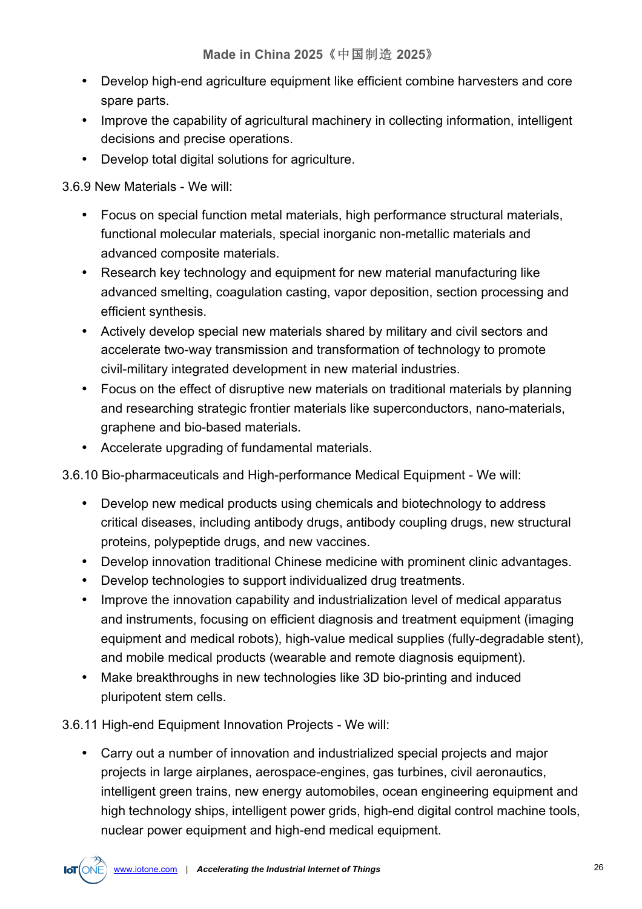- Develop high-end agriculture equipment like efficient combine harvesters and core spare parts.
- Improve the capability of agricultural machinery in collecting information, intelligent decisions and precise operations.
- Develop total digital solutions for agriculture.

3.6.9 New Materials - We will:

- Focus on special function metal materials, high performance structural materials, functional molecular materials, special inorganic non-metallic materials and advanced composite materials.
- Research key technology and equipment for new material manufacturing like advanced smelting, coagulation casting, vapor deposition, section processing and efficient synthesis.
- Actively develop special new materials shared by military and civil sectors and accelerate two-way transmission and transformation of technology to promote civil-military integrated development in new material industries.
- Focus on the effect of disruptive new materials on traditional materials by planning and researching strategic frontier materials like superconductors, nano-materials, graphene and bio-based materials.
- Accelerate upgrading of fundamental materials.

3.6.10 Bio-pharmaceuticals and High-performance Medical Equipment - We will:

- Develop new medical products using chemicals and biotechnology to address critical diseases, including antibody drugs, antibody coupling drugs, new structural proteins, polypeptide drugs, and new vaccines.
- Develop innovation traditional Chinese medicine with prominent clinic advantages.
- Develop technologies to support individualized drug treatments.
- Improve the innovation capability and industrialization level of medical apparatus and instruments, focusing on efficient diagnosis and treatment equipment (imaging equipment and medical robots), high-value medical supplies (fully-degradable stent), and mobile medical products (wearable and remote diagnosis equipment).
- Make breakthroughs in new technologies like 3D bio-printing and induced pluripotent stem cells.

3.6.11 High-end Equipment Innovation Projects - We will:

- Carry out a number of innovation and industrialized special projects and major projects in large airplanes, aerospace-engines, gas turbines, civil aeronautics, intelligent green trains, new energy automobiles, ocean engineering equipment and high technology ships, intelligent power grids, high-end digital control machine tools, nuclear power equipment and high-end medical equipment.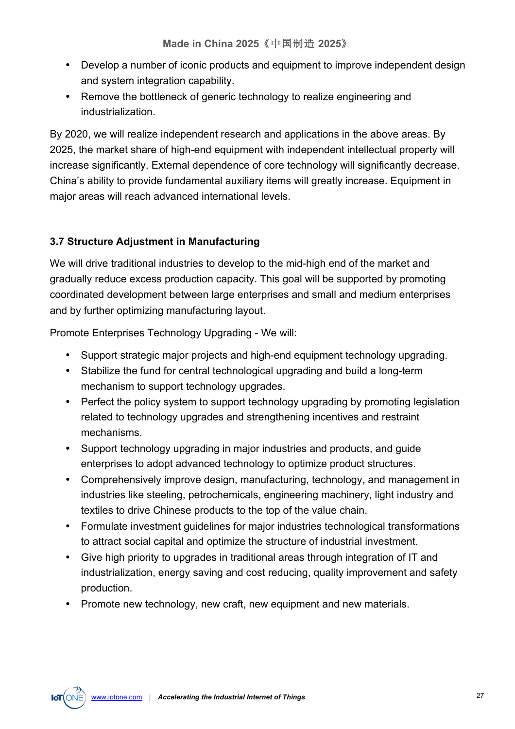- Develop a number of iconic products and equipment to improve independent design and system integration capability.
- Remove the bottleneck of generic technology to realize engineering and industrialization.

By 2020, we will realize independent research and applications in the above areas. By 2025, the market share of high-end equipment with independent intellectual property will increase significantly. External dependence of core technology will significantly decrease. China's ability to provide fundamental auxiliary items will greatly increase. Equipment in major areas will reach advanced international levels.

### 3.7 Structure Adjustment in Manufacturing

We will drive traditional industries to develop to the mid-high end of the market and gradually reduce excess production capacity. This goal will be supported by promoting coordinated development between large enterprises and small and medium enterprises and by further optimizing manufacturing layout.

Promote Enterprises Technology Upgrading - We will:

- Support strategic major projects and high-end equipment technology upgrading.
- Stabilize the fund for central technological upgrading and build a long-term mechanism to support technology upgrades.
- Perfect the policy system to support technology upgrading by promoting legislation related to technology upgrades and strengthening incentives and restraint mechanisms.
- Support technology upgrading in major industries and products, and guide enterprises to adopt advanced technology to optimize product structures.
- Comprehensively improve design, manufacturing, technology, and management in industries like steeling, petrochemicals, engineering machinery, light industry and textiles to drive Chinese products to the top of the value chain.
- Formulate investment guidelines for major industries technological transformations to attract social capital and optimize the structure of industrial investment.
- Give high priority to upgrades in traditional areas through integration of IT and industrialization, energy saving and cost reducing, quality improvement and safety production.
- Promote new technology, new craft, new equipment and new materials.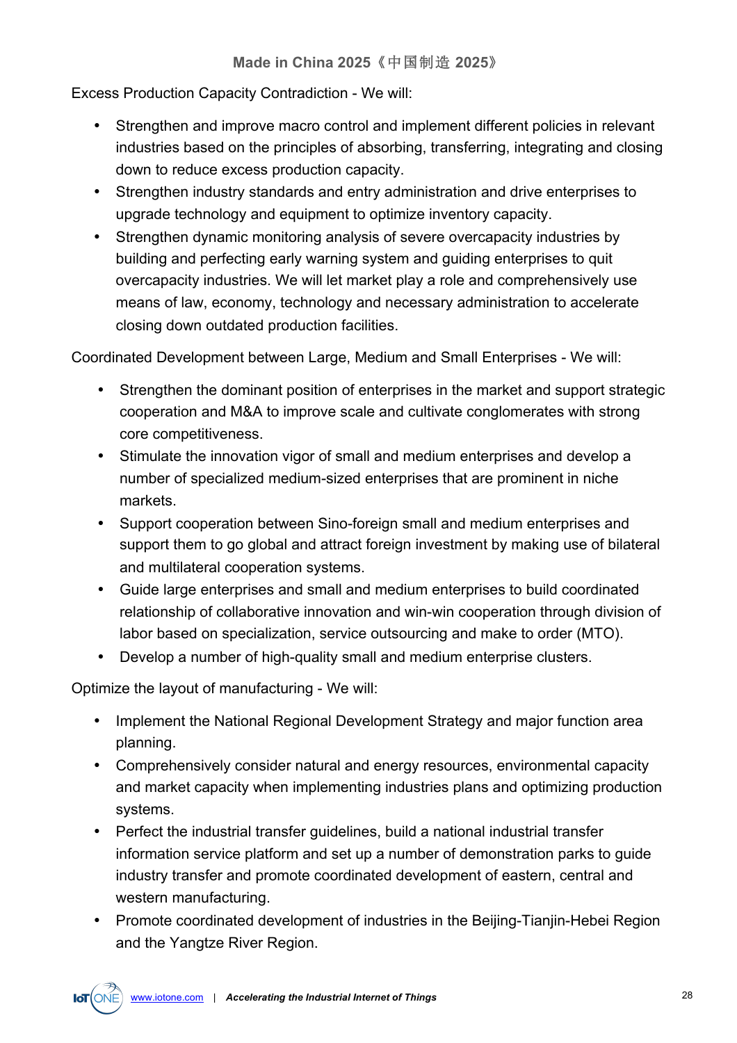Excess Production Capacity Contradiction - We will:

- Strengthen and improve macro control and implement different policies in relevant industries based on the principles of absorbing, transferring, integrating and closing down to reduce excess production capacity.
- Strengthen industry standards and entry administration and drive enterprises to upgrade technology and equipment to optimize inventory capacity.
- Strengthen dynamic monitoring analysis of severe overcapacity industries by building and perfecting early warning system and guiding enterprises to quit overcapacity industries. We will let market play a role and comprehensively use means of law, economy, technology and necessary administration to accelerate closing down outdated production facilities.

Coordinated Development between Large, Medium and Small Enterprises - We will:

- Strengthen the dominant position of enterprises in the market and support strategic cooperation and M&A to improve scale and cultivate conglomerates with strong core competitiveness.
- Stimulate the innovation vigor of small and medium enterprises and develop a number of specialized medium-sized enterprises that are prominent in niche markets.
- Support cooperation between Sino-foreign small and medium enterprises and support them to go global and attract foreign investment by making use of bilateral and multilateral cooperation systems.
- Guide large enterprises and small and medium enterprises to build coordinated relationship of collaborative innovation and win-win cooperation through division of labor based on specialization, service outsourcing and make to order (MTO).
- Develop a number of high-quality small and medium enterprise clusters.

Optimize the layout of manufacturing - We will:

- Implement the National Regional Development Strategy and major function area planning.
- Comprehensively consider natural and energy resources, environmental capacity and market capacity when implementing industries plans and optimizing production systems.
- Perfect the industrial transfer guidelines, build a national industrial transfer information service platform and set up a number of demonstration parks to guide industry transfer and promote coordinated development of eastern, central and western manufacturing.
- Promote coordinated development of industries in the Beijing-Tianjin-Hebei Region and the Yangtze River Region.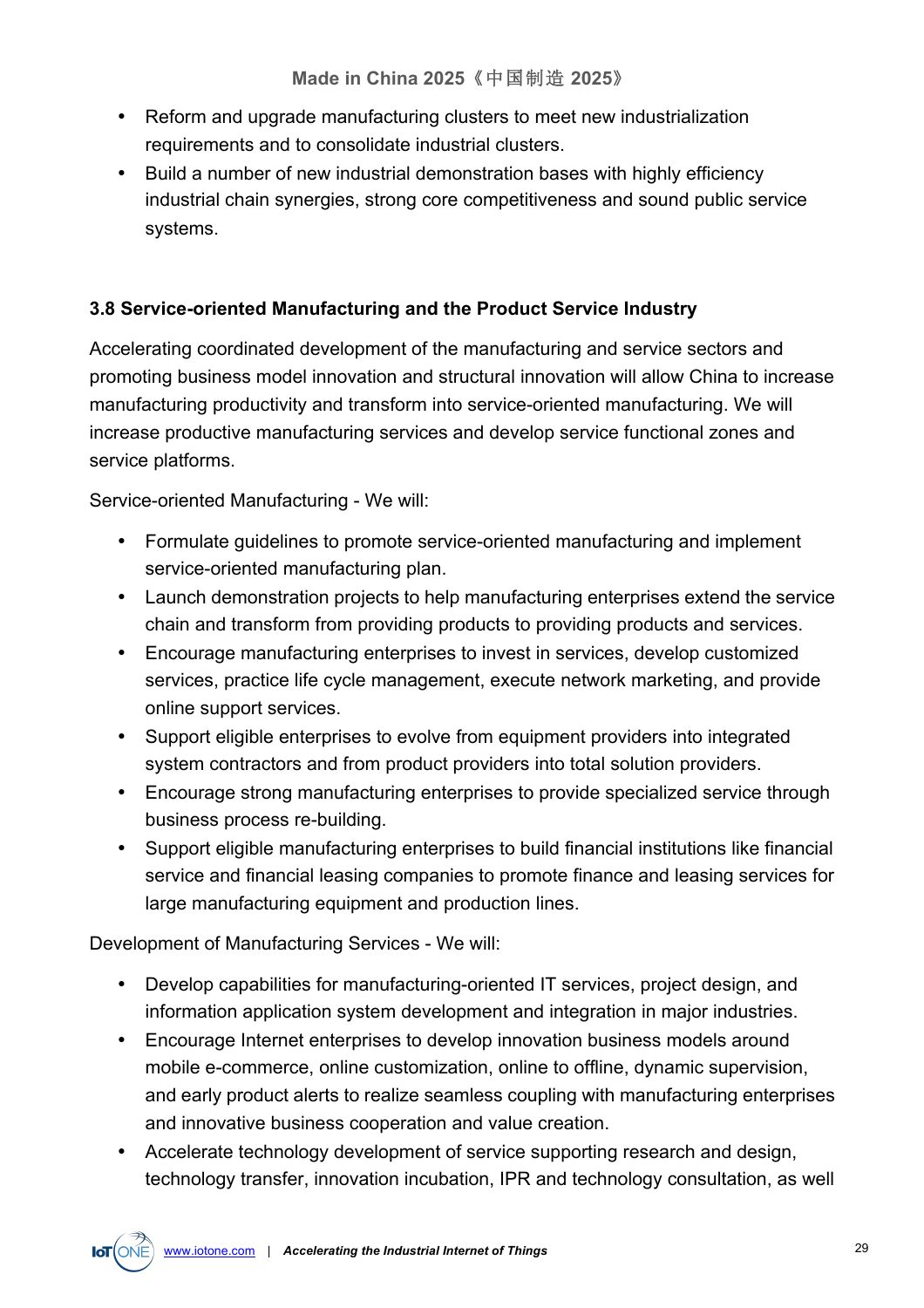- Reform and upgrade manufacturing clusters to meet new industrialization requirements and to consolidate industrial clusters.
- Build a number of new industrial demonstration bases with highly efficiency industrial chain synergies, strong core competitiveness and sound public service systems.

### 3.8 Service-oriented Manufacturing and the Product Service Industry

Accelerating coordinated development of the manufacturing and service sectors and promoting business model innovation and structural innovation will allow China to increase manufacturing productivity and transform into service-oriented manufacturing. We will increase productive manufacturing services and develop service functional zones and service platforms.

Service-oriented Manufacturing - We will:

- Formulate guidelines to promote service-oriented manufacturing and implement service-oriented manufacturing plan.
- Launch demonstration projects to help manufacturing enterprises extend the service chain and transform from providing products to providing products and services.
- Encourage manufacturing enterprises to invest in services, develop customized services, practice life cycle management, execute network marketing, and provide online support services.
- Support eligible enterprises to evolve from equipment providers into integrated system contractors and from product providers into total solution providers.
- Encourage strong manufacturing enterprises to provide specialized service through business process re-building.
- Support eligible manufacturing enterprises to build financial institutions like financial service and financial leasing companies to promote finance and leasing services for large manufacturing equipment and production lines.

Development of Manufacturing Services - We will:

- Develop capabilities for manufacturing-oriented IT services, project design, and information application system development and integration in major industries.
- Encourage Internet enterprises to develop innovation business models around mobile e-commerce, online customization, online to offline, dynamic supervision, and early product alerts to realize seamless coupling with manufacturing enterprises and innovative business cooperation and value creation.
- Accelerate technology development of service supporting research and design, technology transfer, innovation incubation, IPR and technology consultation, as well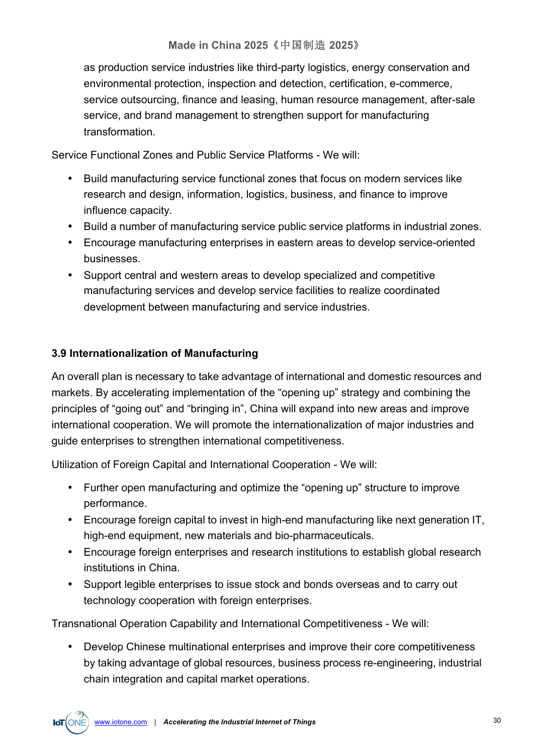as production service industries like third-party logistics, energy conservation and environmental protection, inspection and detection, certification, e-commerce, service outsourcing, finance and leasing, human resource management, after-sale service, and brand management to strengthen support for manufacturing transformation.

Service Functional Zones and Public Service Platforms - We will:

- Build manufacturing service functional zones that focus on modern services like research and design, information, logistics, business, and finance to improve influence capacity.
- Build a number of manufacturing service public service platforms in industrial zones.
- Encourage manufacturing enterprises in eastern areas to develop service-oriented businesses.
- Support central and western areas to develop specialized and competitive manufacturing services and develop service facilities to realize coordinated development between manufacturing and service industries.

### 3.9 Internationalization of Manufacturing

An overall plan is necessary to take advantage of international and domestic resources and markets. By accelerating implementation of the "opening up" strategy and combining the principles of "going out" and "bringing in", China will expand into new areas and improve international cooperation. We will promote the internationalization of major industries and guide enterprises to strengthen international competitiveness.

Utilization of Foreign Capital and International Cooperation - We will:

- Further open manufacturing and optimize the "opening up" structure to improve performance.
- Encourage foreign capital to invest in high-end manufacturing like next generation IT, high-end equipment, new materials and bio-pharmaceuticals.
- Encourage foreign enterprises and research institutions to establish global research institutions in China.
- Support legible enterprises to issue stock and bonds overseas and to carry out technology cooperation with foreign enterprises.

Transnational Operation Capability and International Competitiveness - We will:

- Develop Chinese multinational enterprises and improve their core competitiveness by taking advantage of global resources, business process re-engineering, industrial chain integration and capital market operations.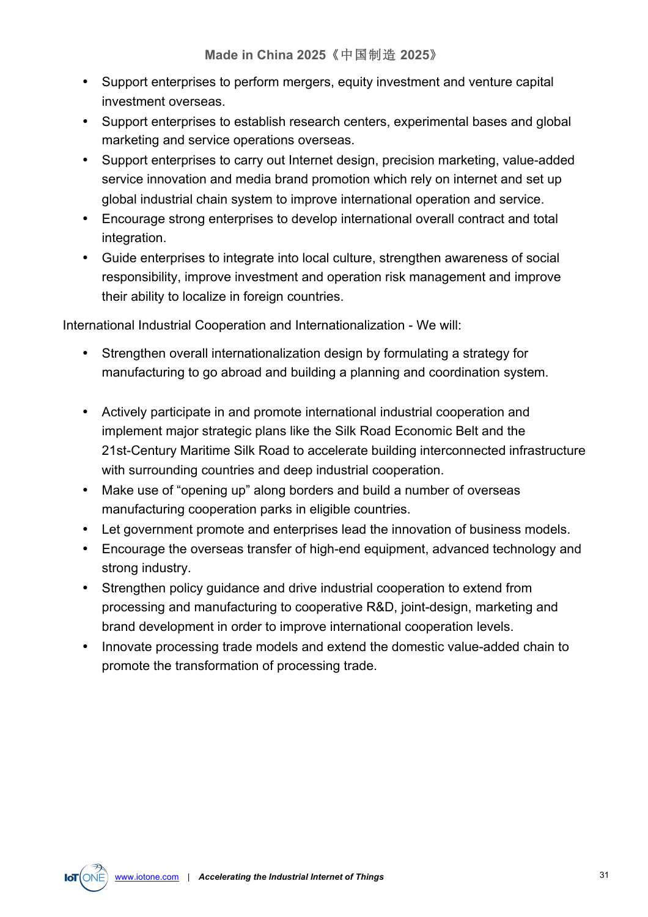- Support enterprises to perform mergers, equity investment and venture capital investment overseas.
- Support enterprises to establish research centers, experimental bases and global marketing and service operations overseas.
- Support enterprises to carry out Internet design, precision marketing, value-added service innovation and media brand promotion which rely on internet and set up global industrial chain system to improve international operation and service.
- Encourage strong enterprises to develop international overall contract and total integration.
- Guide enterprises to integrate into local culture, strengthen awareness of social responsibility, improve investment and operation risk management and improve their ability to localize in foreign countries.

International Industrial Cooperation and Internationalization - We will:

- Strengthen overall internationalization design by formulating a strategy for manufacturing to go abroad and building a planning and coordination system.

- Actively participate in and promote international industrial cooperation and implement major strategic plans like the Silk Road Economic Belt and the 21st-Century Maritime Silk Road to accelerate building interconnected infrastructure with surrounding countries and deep industrial cooperation.
- Make use of “opening up” along borders and build a number of overseas manufacturing cooperation parks in eligible countries.
- Let government promote and enterprises lead the innovation of business models.
- Encourage the overseas transfer of high-end equipment, advanced technology and strong industry.
- Strengthen policy guidance and drive industrial cooperation to extend from processing and manufacturing to cooperative R&D, joint-design, marketing and brand development in order to improve international cooperation levels.
- Innovate processing trade models and extend the domestic value-added chain to promote the transformation of processing trade.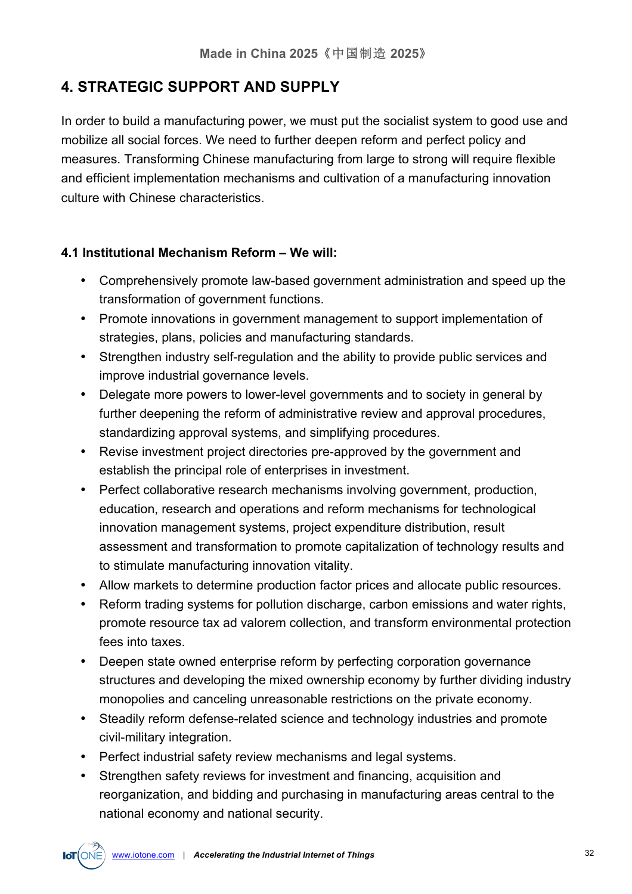## 4. STRATEGIC SUPPORT AND SUPPLY

In order to build a manufacturing power, we must put the socialist system to good use and mobilize all social forces. We need to further deepen reform and perfect policy and measures. Transforming Chinese manufacturing from large to strong will require flexible and efficient implementation mechanisms and cultivation of a manufacturing innovation culture with Chinese characteristics.

### 4.1 Institutional Mechanism Reform – We will:

- Comprehensively promote law-based government administration and speed up the transformation of government functions.
- Promote innovations in government management to support implementation of strategies, plans, policies and manufacturing standards.
- Strengthen industry self-regulation and the ability to provide public services and improve industrial governance levels.
- Delegate more powers to lower-level governments and to society in general by further deepening the reform of administrative review and approval procedures, standardizing approval systems, and simplifying procedures.
- Revise investment project directories pre-approved by the government and establish the principal role of enterprises in investment.
- Perfect collaborative research mechanisms involving government, production, education, research and operations and reform mechanisms for technological innovation management systems, project expenditure distribution, result assessment and transformation to promote capitalization of technology results and to stimulate manufacturing innovation vitality.
- Allow markets to determine production factor prices and allocate public resources.
- Reform trading systems for pollution discharge, carbon emissions and water rights, promote resource tax ad valorem collection, and transform environmental protection fees into taxes.
- Deepen state owned enterprise reform by perfecting corporation governance structures and developing the mixed ownership economy by further dividing industry monopolies and canceling unreasonable restrictions on the private economy.
- Steadily reform defense-related science and technology industries and promote civil-military integration.
- Perfect industrial safety review mechanisms and legal systems.
- Strengthen safety reviews for investment and financing, acquisition and reorganization, and bidding and purchasing in manufacturing areas central to the national economy and national security.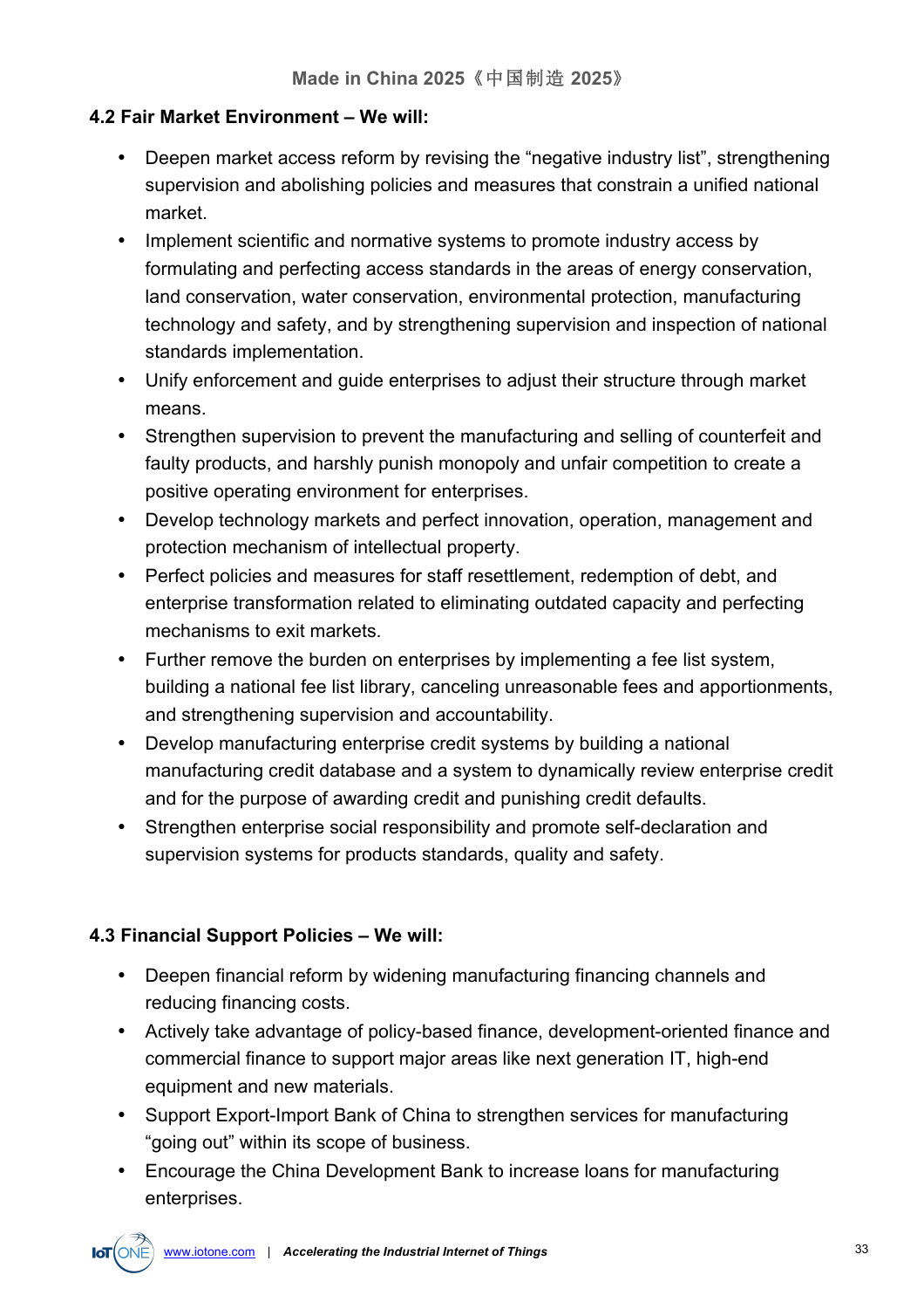### 4.2 Fair Market Environment – We will:

- Deepen market access reform by revising the “negative industry list”, strengthening supervision and abolishing policies and measures that constrain a unified national market.
- Implement scientific and normative systems to promote industry access by formulating and perfecting access standards in the areas of energy conservation, land conservation, water conservation, environmental protection, manufacturing technology and safety, and by strengthening supervision and inspection of national standards implementation.
- Unify enforcement and guide enterprises to adjust their structure through market means.
- Strengthen supervision to prevent the manufacturing and selling of counterfeit and faulty products, and harshly punish monopoly and unfair competition to create a positive operating environment for enterprises.
- Develop technology markets and perfect innovation, operation, management and protection mechanism of intellectual property.
- Perfect policies and measures for staff resettlement, redemption of debt, and enterprise transformation related to eliminating outdated capacity and perfecting mechanisms to exit markets.
- Further remove the burden on enterprises by implementing a fee list system, building a national fee list library, canceling unreasonable fees and apportionments, and strengthening supervision and accountability.
- Develop manufacturing enterprise credit systems by building a national manufacturing credit database and a system to dynamically review enterprise credit and for the purpose of awarding credit and punishing credit defaults.
- Strengthen enterprise social responsibility and promote self-declaration and supervision systems for products standards, quality and safety.

### 4.3 Financial Support Policies – We will:

- Deepen financial reform by widening manufacturing financing channels and reducing financing costs.
- Actively take advantage of policy-based finance, development-oriented finance and commercial finance to support major areas like next generation IT, high-end equipment and new materials.
- Support Export-Import Bank of China to strengthen services for manufacturing “going out” within its scope of business.
- Encourage the China Development Bank to increase loans for manufacturing enterprises.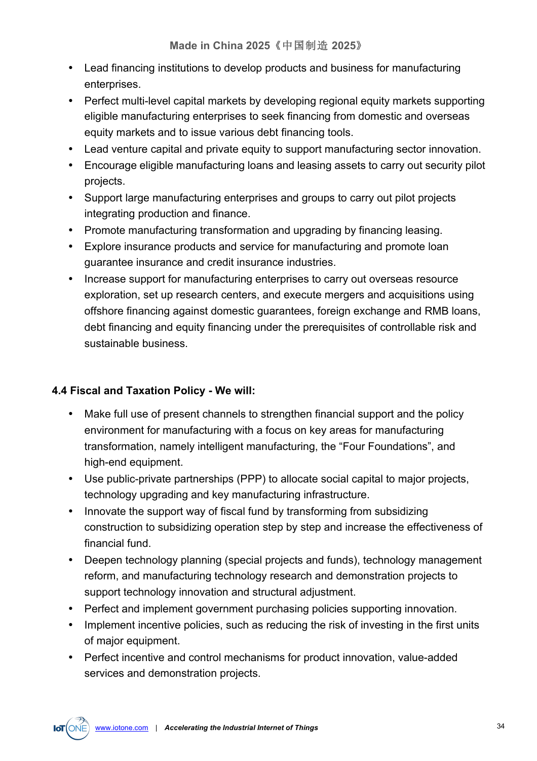- Lead financing institutions to develop products and business for manufacturing enterprises.
- Perfect multi-level capital markets by developing regional equity markets supporting eligible manufacturing enterprises to seek financing from domestic and overseas equity markets and to issue various debt financing tools.
- Lead venture capital and private equity to support manufacturing sector innovation.
- Encourage eligible manufacturing loans and leasing assets to carry out security pilot projects.
- Support large manufacturing enterprises and groups to carry out pilot projects integrating production and finance.
- Promote manufacturing transformation and upgrading by financing leasing.
- Explore insurance products and service for manufacturing and promote loan guarantee insurance and credit insurance industries.
- Increase support for manufacturing enterprises to carry out overseas resource exploration, set up research centers, and execute mergers and acquisitions using offshore financing against domestic guarantees, foreign exchange and RMB loans, debt financing and equity financing under the prerequisites of controllable risk and sustainable business.

### 4.4 Fiscal and Taxation Policy - We will:

- Make full use of present channels to strengthen financial support and the policy environment for manufacturing with a focus on key areas for manufacturing transformation, namely intelligent manufacturing, the "Four Foundations", and high-end equipment.
- Use public-private partnerships (PPP) to allocate social capital to major projects, technology upgrading and key manufacturing infrastructure.
- Innovate the support way of fiscal fund by transforming from subsidizing construction to subsidizing operation step by step and increase the effectiveness of financial fund.
- Deepen technology planning (special projects and funds), technology management reform, and manufacturing technology research and demonstration projects to support technology innovation and structural adjustment.
- Perfect and implement government purchasing policies supporting innovation.
- Implement incentive policies, such as reducing the risk of investing in the first units of major equipment.
- Perfect incentive and control mechanisms for product innovation, value-added services and demonstration projects.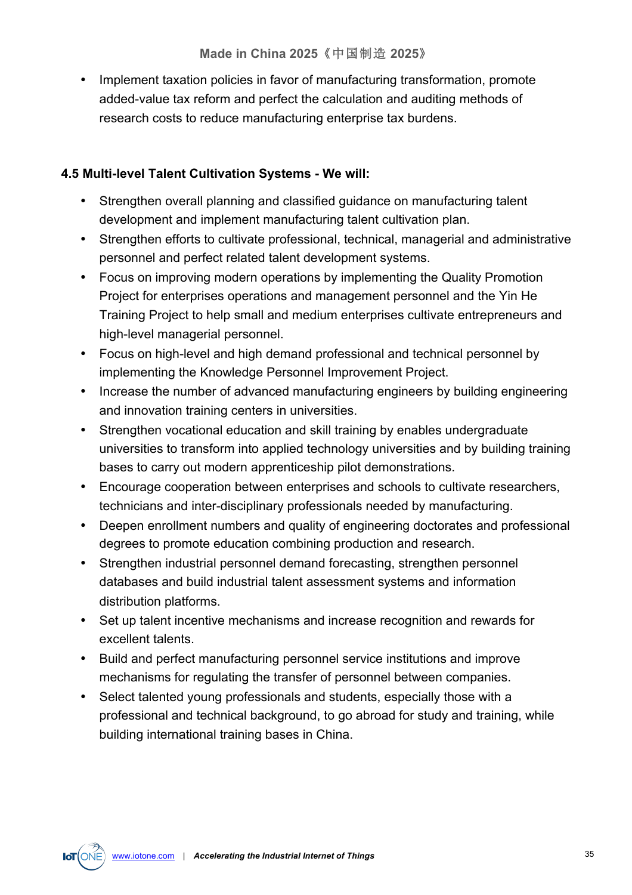- Implement taxation policies in favor of manufacturing transformation, promote added-value tax reform and perfect the calculation and auditing methods of research costs to reduce manufacturing enterprise tax burdens.

**4.5 Multi-level Talent Cultivation Systems - We will:**

- Strengthen overall planning and classified guidance on manufacturing talent development and implement manufacturing talent cultivation plan.
- Strengthen efforts to cultivate professional, technical, managerial and administrative personnel and perfect related talent development systems.
- Focus on improving modern operations by implementing the Quality Promotion Project for enterprises operations and management personnel and the Yin He Training Project to help small and medium enterprises cultivate entrepreneurs and high-level managerial personnel.
- Focus on high-level and high demand professional and technical personnel by implementing the Knowledge Personnel Improvement Project.
- Increase the number of advanced manufacturing engineers by building engineering and innovation training centers in universities.
- Strengthen vocational education and skill training by enables undergraduate universities to transform into applied technology universities and by building training bases to carry out modern apprenticeship pilot demonstrations.
- Encourage cooperation between enterprises and schools to cultivate researchers, technicians and inter-disciplinary professionals needed by manufacturing.
- Deepen enrollment numbers and quality of engineering doctorates and professional degrees to promote education combining production and research.
- Strengthen industrial personnel demand forecasting, strengthen personnel databases and build industrial talent assessment systems and information distribution platforms.
- Set up talent incentive mechanisms and increase recognition and rewards for excellent talents.
- Build and perfect manufacturing personnel service institutions and improve mechanisms for regulating the transfer of personnel between companies.
- Select talented young professionals and students, especially those with a professional and technical background, to go abroad for study and training, while building international training bases in China.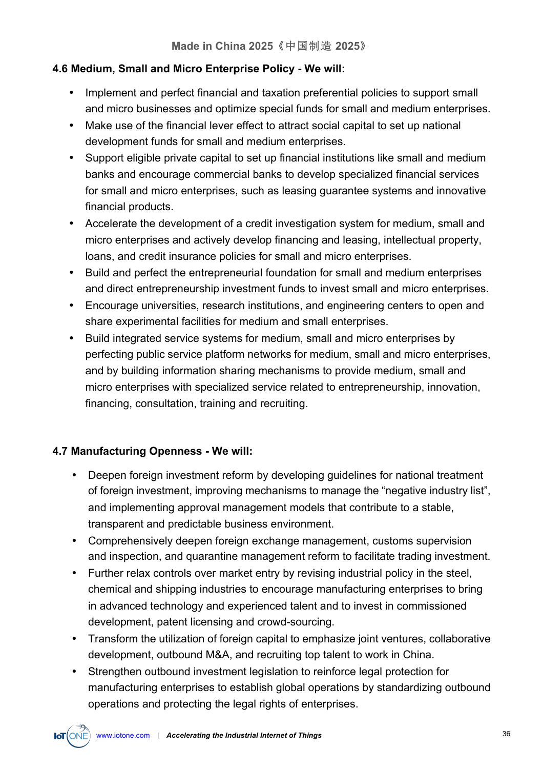### 4.6 Medium, Small and Micro Enterprise Policy - We will:

- Implement and perfect financial and taxation preferential policies to support small and micro businesses and optimize special funds for small and medium enterprises.
- Make use of the financial lever effect to attract social capital to set up national development funds for small and medium enterprises.
- Support eligible private capital to set up financial institutions like small and medium banks and encourage commercial banks to develop specialized financial services for small and micro enterprises, such as leasing guarantee systems and innovative financial products.
- Accelerate the development of a credit investigation system for medium, small and micro enterprises and actively develop financing and leasing, intellectual property, loans, and credit insurance policies for small and micro enterprises.
- Build and perfect the entrepreneurial foundation for small and medium enterprises and direct entrepreneurship investment funds to invest small and micro enterprises.
- Encourage universities, research institutions, and engineering centers to open and share experimental facilities for medium and small enterprises.
- Build integrated service systems for medium, small and micro enterprises by perfecting public service platform networks for medium, small and micro enterprises, and by building information sharing mechanisms to provide medium, small and micro enterprises with specialized service related to entrepreneurship, innovation, financing, consultation, training and recruiting.

### 4.7 Manufacturing Openness - We will:

- Deepen foreign investment reform by developing guidelines for national treatment of foreign investment, improving mechanisms to manage the "negative industry list", and implementing approval management models that contribute to a stable, transparent and predictable business environment.
- Comprehensively deepen foreign exchange management, customs supervision and inspection, and quarantine management reform to facilitate trading investment.
- Further relax controls over market entry by revising industrial policy in the steel, chemical and shipping industries to encourage manufacturing enterprises to bring in advanced technology and experienced talent and to invest in commissioned development, patent licensing and crowd-sourcing.
- Transform the utilization of foreign capital to emphasize joint ventures, collaborative development, outbound M&A, and recruiting top talent to work in China.
- Strengthen outbound investment legislation to reinforce legal protection for manufacturing enterprises to establish global operations by standardizing outbound operations and protecting the legal rights of enterprises.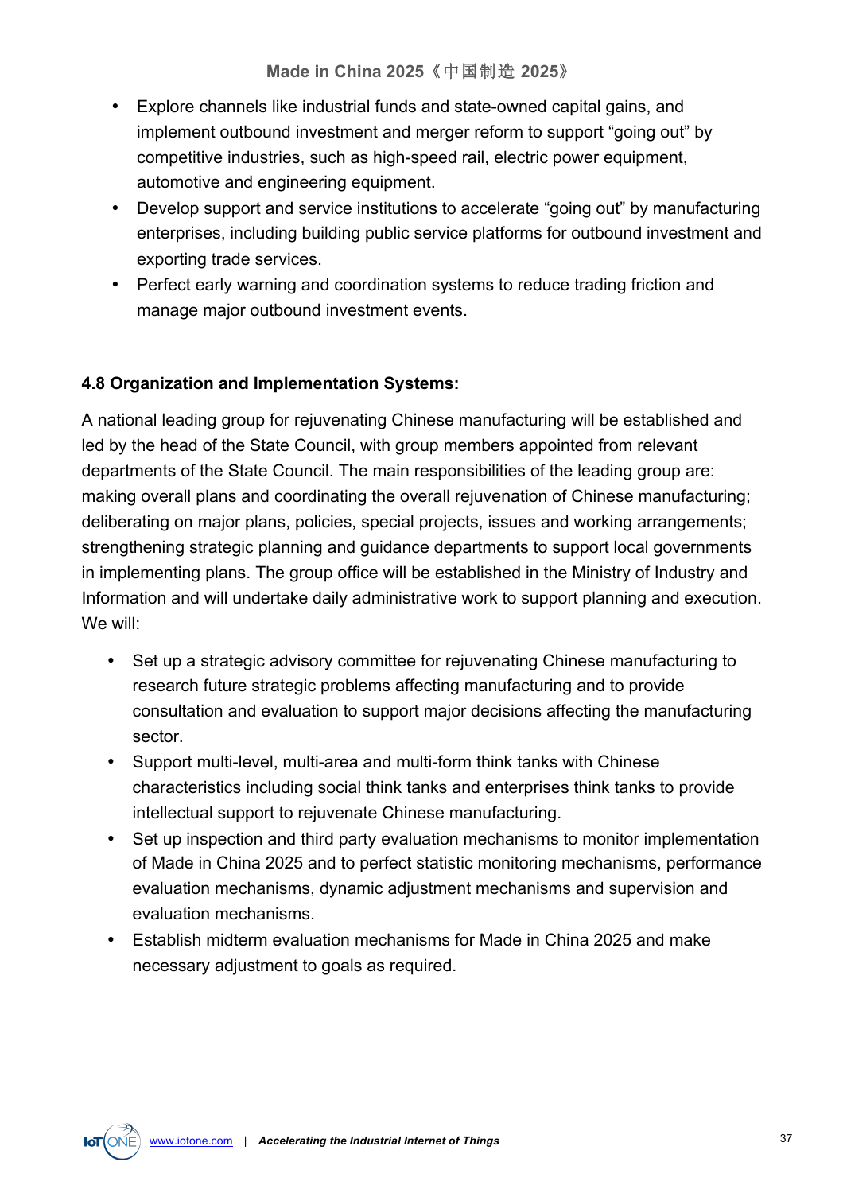- Explore channels like industrial funds and state-owned capital gains, and implement outbound investment and merger reform to support "going out" by competitive industries, such as high-speed rail, electric power equipment, automotive and engineering equipment.
- Develop support and service institutions to accelerate "going out" by manufacturing enterprises, including building public service platforms for outbound investment and exporting trade services.
- Perfect early warning and coordination systems to reduce trading friction and manage major outbound investment events.

### 4.8 Organization and Implementation Systems:

A national leading group for rejuvenating Chinese manufacturing will be established and led by the head of the State Council, with group members appointed from relevant departments of the State Council. The main responsibilities of the leading group are: making overall plans and coordinating the overall rejuvenation of Chinese manufacturing; deliberating on major plans, policies, special projects, issues and working arrangements; strengthening strategic planning and guidance departments to support local governments in implementing plans. The group office will be established in the Ministry of Industry and Information and will undertake daily administrative work to support planning and execution. We will:

- Set up a strategic advisory committee for rejuvenating Chinese manufacturing to research future strategic problems affecting manufacturing and to provide consultation and evaluation to support major decisions affecting the manufacturing sector.
- Support multi-level, multi-area and multi-form think tanks with Chinese characteristics including social think tanks and enterprises think tanks to provide intellectual support to rejuvenate Chinese manufacturing.
- Set up inspection and third party evaluation mechanisms to monitor implementation of Made in China 2025 and to perfect statistic monitoring mechanisms, performance evaluation mechanisms, dynamic adjustment mechanisms and supervision and evaluation mechanisms.
- Establish midterm evaluation mechanisms for Made in China 2025 and make necessary adjustment to goals as required.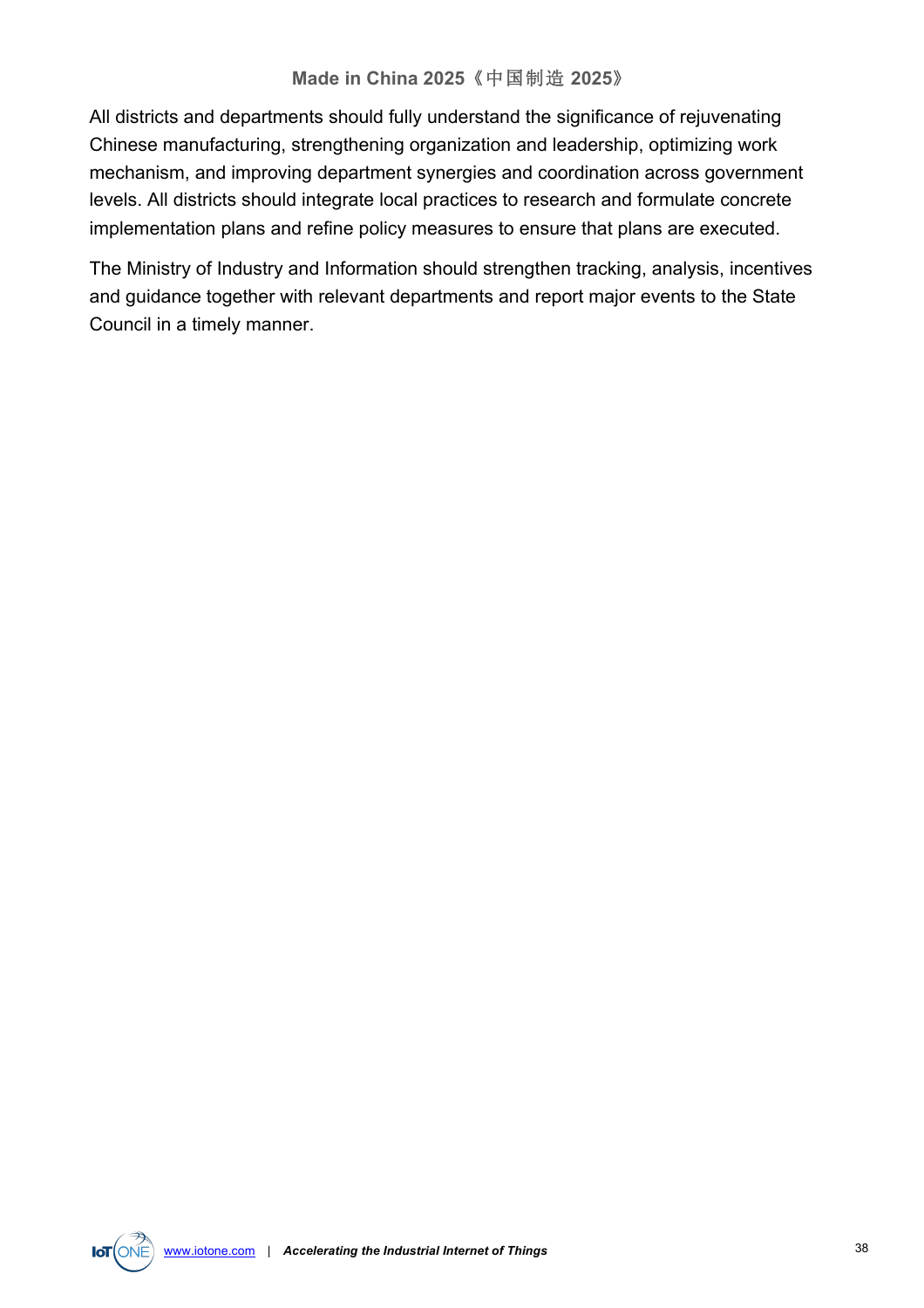All districts and departments should fully understand the significance of rejuvenating Chinese manufacturing, strengthening organization and leadership, optimizing work mechanism, and improving department synergies and coordination across government levels. All districts should integrate local practices to research and formulate concrete implementation plans and refine policy measures to ensure that plans are executed.

The Ministry of Industry and Information should strengthen tracking, analysis, incentives and guidance together with relevant departments and report major events to the State Council in a timely manner.